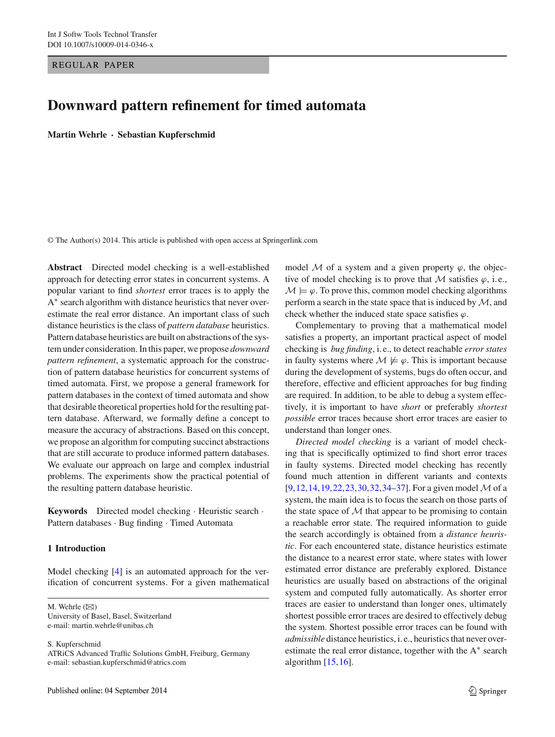REGULAR PAPER

# Downward pattern refinement for timed automata

**Martin Wehrle · Sebastian Kupferschmid**

© The Author(s) 2014. This article is published with open access at Springerlink.com

**Abstract** Directed model checking is a well-established approach for detecting error states in concurrent systems. A popular variant to find *shortest* error traces is to apply the A$^*$ search algorithm with distance heuristics that never overestimate the real error distance. An important class of such distance heuristics is the class of *pattern database* heuristics. Pattern database heuristics are built on abstractions of the system under consideration. In this paper, we propose *downward pattern refinement*, a systematic approach for the construction of pattern database heuristics for concurrent systems of timed automata. First, we propose a general framework for pattern databases in the context of timed automata and show that desirable theoretical properties hold for the resulting pattern database. Afterward, we formally define a concept to measure the accuracy of abstractions. Based on this concept, we propose an algorithm for computing succinct abstractions that are still accurate to produce informed pattern databases. We evaluate our approach on large and complex industrial problems. The experiments show the practical potential of the resulting pattern database heuristic.

**Keywords** Directed model checking · Heuristic search · Pattern databases · Bug finding · Timed Automata

## 1 Introduction

Model checking [4] is an automated approach for the verification of concurrent systems. For a given mathematical model $\mathcal{M}$ of a system and a given property $\varphi$, the objective of model checking is to prove that $\mathcal{M}$ satisfies $\varphi$, i. e., $\mathcal{M} \models \varphi$. To prove this, common model checking algorithms perform a search in the state space that is induced by $\mathcal{M}$, and check whether the induced state space satisfies $\varphi$.

Complementary to proving that a mathematical model satisfies a property, an important practical aspect of model checking is *bug finding*, i. e., to detect reachable *error states* in faulty systems where $\mathcal{M} \not\models \varphi$. This is important because during the development of systems, bugs do often occur, and therefore, effective and efficient approaches for bug finding are required. In addition, to be able to debug a system effectively, it is important to have *short* or preferably *shortest possible* error traces because short error traces are easier to understand than longer ones.

*Directed model checking* is a variant of model checking that is specifically optimized to find short error traces in faulty systems. Directed model checking has recently found much attention in different variants and contexts [9,12,14,19,22,23,30,32,34–37]. For a given model $\mathcal{M}$ of a system, the main idea is to focus the search on those parts of the state space of $\mathcal{M}$ that appear to be promising to contain a reachable error state. The required information to guide the search accordingly is obtained from a *distance heuristic*. For each encountered state, distance heuristics estimate the distance to a nearest error state, where states with lower estimated error distance are preferably explored. Distance heuristics are usually based on abstractions of the original system and computed fully automatically. As shorter error traces are easier to understand than longer ones, ultimately shortest possible error traces are desired to effectively debug the system. Shortest possible error traces can be found with *admissible* distance heuristics, i. e., heuristics that never overestimate the real error distance, together with the A$^*$ search algorithm [15,16].

M. Wehrle (✉)
University of Basel, Basel, Switzerland
e-mail: martin.wehrle@unibas.ch

S. Kupferschmid
ATRiCS Advanced Traffic Solutions GmbH, Freiburg, Germany
e-mail: sebastian.kupferschmid@atrics.com

Published online: 04 September 2014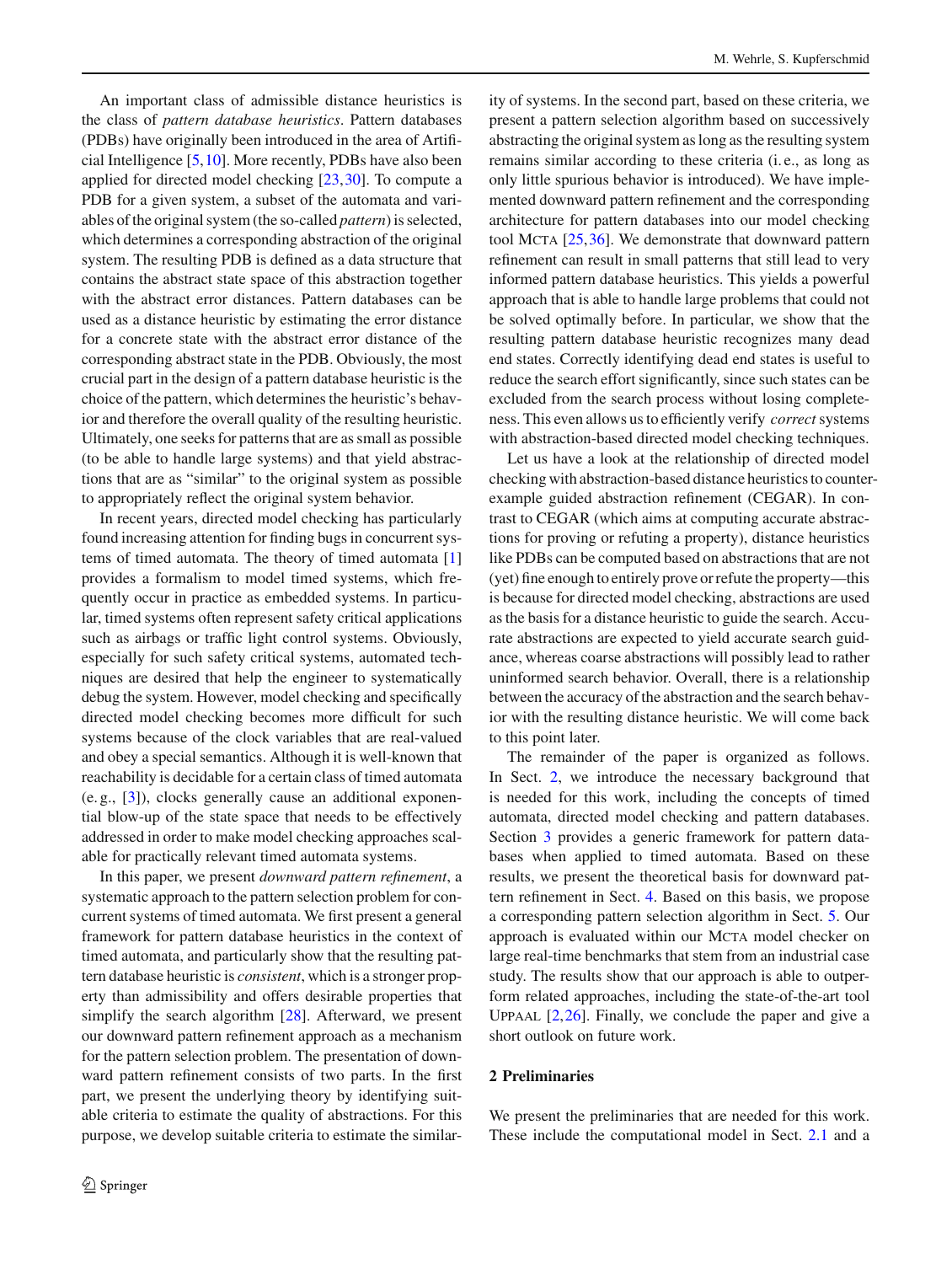An important class of admissible distance heuristics is the class of *pattern database heuristics*. Pattern databases (PDBs) have originally been introduced in the area of Artificial Intelligence [5,10]. More recently, PDBs have also been applied for directed model checking [23,30]. To compute a PDB for a given system, a subset of the automata and variables of the original system (the so-called *pattern*) is selected, which determines a corresponding abstraction of the original system. The resulting PDB is defined as a data structure that contains the abstract state space of this abstraction together with the abstract error distances. Pattern databases can be used as a distance heuristic by estimating the error distance for a concrete state with the abstract error distance of the corresponding abstract state in the PDB. Obviously, the most crucial part in the design of a pattern database heuristic is the choice of the pattern, which determines the heuristic's behavior and therefore the overall quality of the resulting heuristic. Ultimately, one seeks for patterns that are as small as possible (to be able to handle large systems) and that yield abstractions that are as "similar" to the original system as possible to appropriately reflect the original system behavior.

In recent years, directed model checking has particularly found increasing attention for finding bugs in concurrent systems of timed automata. The theory of timed automata [1] provides a formalism to model timed systems, which frequently occur in practice as embedded systems. In particular, timed systems often represent safety critical applications such as airbags or traffic light control systems. Obviously, especially for such safety critical systems, automated techniques are desired that help the engineer to systematically debug the system. However, model checking and specifically directed model checking becomes more difficult for such systems because of the clock variables that are real-valued and obey a special semantics. Although it is well-known that reachability is decidable for a certain class of timed automata (e. g., [3]), clocks generally cause an additional exponential blow-up of the state space that needs to be effectively addressed in order to make model checking approaches scalable for practically relevant timed automata systems.

In this paper, we present *downward pattern refinement*, a systematic approach to the pattern selection problem for concurrent systems of timed automata. We first present a general framework for pattern database heuristics in the context of timed automata, and particularly show that the resulting pattern database heuristic is *consistent*, which is a stronger property than admissibility and offers desirable properties that simplify the search algorithm [28]. Afterward, we present our downward pattern refinement approach as a mechanism for the pattern selection problem. The presentation of downward pattern refinement consists of two parts. In the first part, we present the underlying theory by identifying suitable criteria to estimate the quality of abstractions. For this purpose, we develop suitable criteria to estimate the similarity of systems. In the second part, based on these criteria, we present a pattern selection algorithm based on successively abstracting the original system as long as the resulting system remains similar according to these criteria (i. e., as long as only little spurious behavior is introduced). We have implemented downward pattern refinement and the corresponding architecture for pattern databases into our model checking tool MCTA [25,36]. We demonstrate that downward pattern refinement can result in small patterns that still lead to very informed pattern database heuristics. This yields a powerful approach that is able to handle large problems that could not be solved optimally before. In particular, we show that the resulting pattern database heuristic recognizes many dead end states. Correctly identifying dead end states is useful to reduce the search effort significantly, since such states can be excluded from the search process without losing completeness. This even allows us to efficiently verify *correct* systems with abstraction-based directed model checking techniques.

Let us have a look at the relationship of directed model checking with abstraction-based distance heuristics to counterexample guided abstraction refinement (CEGAR). In contrast to CEGAR (which aims at computing accurate abstractions for proving or refuting a property), distance heuristics like PDBs can be computed based on abstractions that are not (yet) fine enough to entirely prove or refute the property—this is because for directed model checking, abstractions are used as the basis for a distance heuristic to guide the search. Accurate abstractions are expected to yield accurate search guidance, whereas coarse abstractions will possibly lead to rather uninformed search behavior. Overall, there is a relationship between the accuracy of the abstraction and the search behavior with the resulting distance heuristic. We will come back to this point later.

The remainder of the paper is organized as follows. In Sect. 2, we introduce the necessary background that is needed for this work, including the concepts of timed automata, directed model checking and pattern databases. Section 3 provides a generic framework for pattern databases when applied to timed automata. Based on these results, we present the theoretical basis for downward pattern refinement in Sect. 4. Based on this basis, we propose a corresponding pattern selection algorithm in Sect. 5. Our approach is evaluated within our MCTA model checker on large real-time benchmarks that stem from an industrial case study. The results show that our approach is able to outperform related approaches, including the state-of-the-art tool UPPAAL [2,26]. Finally, we conclude the paper and give a short outlook on future work.

## 2 Preliminaries

We present the preliminaries that are needed for this work. These include the computational model in Sect. 2.1 and a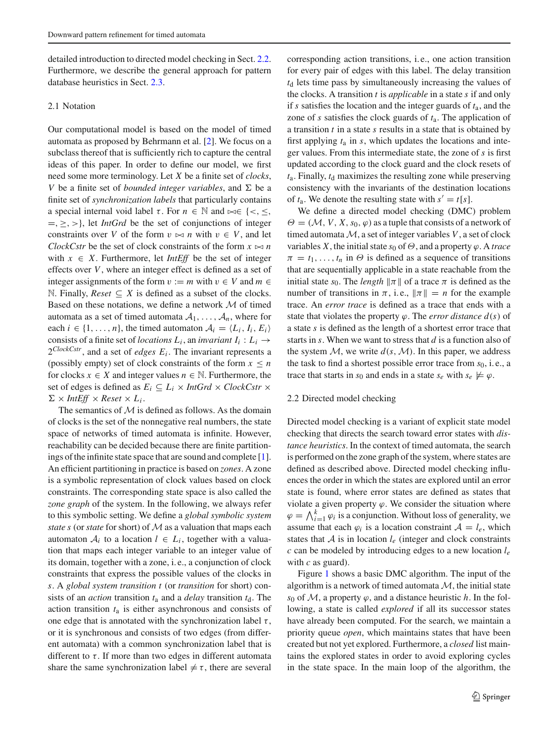detailed introduction to directed model checking in Sect. 2.2. Furthermore, we describe the general approach for pattern database heuristics in Sect. 2.3.

### 2.1 Notation

Our computational model is based on the model of timed automata as proposed by Behrmann et al. [2]. We focus on a subclass thereof that is sufficiently rich to capture the central ideas of this paper. In order to define our model, we first need some more terminology. Let $X$ be a finite set of *clocks*, $V$ be a finite set of *bounded integer variables*, and $\Sigma$ be a finite set of *synchronization labels* that particularly contains a special internal void label $\tau$. For $n \in \mathbb{N}$ and $\bowtie \in \{<, \leq, =, \geq, >\}$, let *IntGrd* be the set of conjunctions of integer constraints over $V$ of the form $v \bowtie n$ with $v \in V$, and let *ClockCstr* be the set of clock constraints of the form $x \bowtie n$ with $x \in X$. Furthermore, let *IntEff* be the set of integer effects over $V$, where an integer effect is defined as a set of integer assignments of the form $v := m$ with $v \in V$ and $m \in \mathbb{N}$. Finally, *Reset* $\subseteq X$ is defined as a subset of the clocks. Based on these notations, we define a network $\mathcal{M}$ of timed automata as a set of timed automata $\mathcal{A}_1, \ldots, \mathcal{A}_n$, where for each $i \in \{1, \ldots, n\}$, the timed automaton $\mathcal{A}_i = \langle L_i, I_i, E_i \rangle$ consists of a finite set of *locations* $L_i$, an *invariant* $I_i : L_i \rightarrow 2^{ClockCstr}$, and a set of *edges* $E_i$. The invariant represents a (possibly empty) set of clock constraints of the form $x \leq n$ for clocks $x \in X$ and integer values $n \in \mathbb{N}$. Furthermore, the set of edges is defined as $E_i \subseteq L_i \times \mathit{IntGrd} \times \mathit{ClockCstr} \times \Sigma \times \mathit{IntEff} \times \mathit{Reset} \times L_i$.

The semantics of $\mathcal{M}$ is defined as follows. As the domain of clocks is the set of the nonnegative real numbers, the state space of networks of timed automata is infinite. However, reachability can be decided because there are finite partitionings of the infinite state space that are sound and complete [1]. An efficient partitioning in practice is based on *zones*. A zone is a symbolic representation of clock values based on clock constraints. The corresponding state space is also called the *zone graph* of the system. In the following, we always refer to this symbolic setting. We define a *global symbolic system state s* (or *state* for short) of $\mathcal{M}$ as a valuation that maps each automaton $\mathcal{A}_i$ to a location $l \in L_i$, together with a valuation that maps each integer variable to an integer value of its domain, together with a zone, i. e., a conjunction of clock constraints that express the possible values of the clocks in $s$. A *global system transition t* (or *transition* for short) consists of an *action* transition $t_\mathrm{a}$ and a *delay* transition $t_\mathrm{d}$. The action transition $t_\mathrm{a}$ is either asynchronous and consists of one edge that is annotated with the synchronization label $\tau$, or it is synchronous and consists of two edges (from different automata) with a common synchronization label that is different to $\tau$. If more than two edges in different automata share the same synchronization label $\neq \tau$, there are several corresponding action transitions, i. e., one action transition for every pair of edges with this label. The delay transition $t_\mathrm{d}$ lets time pass by simultaneously increasing the values of the clocks. A transition $t$ is *applicable* in a state $s$ if and only if $s$ satisfies the location and the integer guards of $t_\mathrm{a}$, and the zone of $s$ satisfies the clock guards of $t_\mathrm{a}$. The application of a transition $t$ in a state $s$ results in a state that is obtained by first applying $t_\mathrm{a}$ in $s$, which updates the locations and integer values. From this intermediate state, the zone of $s$ is first updated according to the clock guard and the clock resets of $t_\mathrm{a}$. Finally, $t_\mathrm{d}$ maximizes the resulting zone while preserving consistency with the invariants of the destination locations of $t_\mathrm{a}$. We denote the resulting state with $s' = t[s]$.

We define a directed model checking (DMC) problem $\Theta = (\mathcal{M}, V, X, s_0, \varphi)$ as a tuple that consists of a network of timed automata $\mathcal{M}$, a set of integer variables $V$, a set of clock variables $X$, the initial state $s_0$ of $\Theta$, and a property $\varphi$. A *trace* $\pi = t_1, \ldots, t_n$ in $\Theta$ is defined as a sequence of transitions that are sequentially applicable in a state reachable from the initial state $s_0$. The *length* $\|\pi\|$ of a trace $\pi$ is defined as the number of transitions in $\pi$, i. e., $\|\pi\| = n$ for the example trace. An *error trace* is defined as a trace that ends with a state that violates the property $\varphi$. The *error distance* $d(s)$ of a state $s$ is defined as the length of a shortest error trace that starts in $s$. When we want to stress that $d$ is a function also of the system $\mathcal{M}$, we write $d(s, \mathcal{M})$. In this paper, we address the task to find a shortest possible error trace from $s_0$, i. e., a trace that starts in $s_0$ and ends in a state $s_e$ with $s_e \not\models \varphi$.

### 2.2 Directed model checking

Directed model checking is a variant of explicit state model checking that directs the search toward error states with *distance heuristics*. In the context of timed automata, the search is performed on the zone graph of the system, where states are defined as described above. Directed model checking influences the order in which the states are explored until an error state is found, where error states are defined as states that violate a given property $\varphi$. We consider the situation where $\varphi = \bigwedge_{i=1}^{k} \varphi_i$ is a conjunction. Without loss of generality, we assume that each $\varphi_i$ is a location constraint $\mathcal{A} = l_e$, which states that $\mathcal{A}$ is in location $l_e$ (integer and clock constraints $c$ can be modeled by introducing edges to a new location $l_e$ with $c$ as guard).

Figure 1 shows a basic DMC algorithm. The input of the algorithm is a network of timed automata $\mathcal{M}$, the initial state $s_0$ of $\mathcal{M}$, a property $\varphi$, and a distance heuristic $h$. In the following, a state is called *explored* if all its successor states have already been computed. For the search, we maintain a priority queue *open*, which maintains states that have been created but not yet explored. Furthermore, a *closed* list maintains the explored states in order to avoid exploring cycles in the state space. In the main loop of the algorithm, the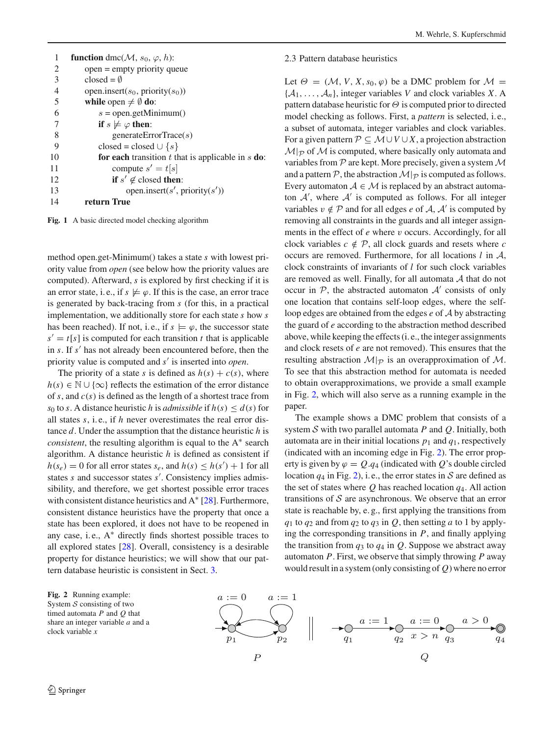```
1   function dmc(M, s0, φ, h):
2       open = empty priority queue
3       closed = ∅
4       open.insert(s0, priority(s0))
5       while open ≠ ∅ do:
6           s = open.getMinimum()
7           if s ⊭ φ then:
8               generateErrorTrace(s)
9           closed = closed ∪ {s}
10          for each transition t that is applicable in s do:
11              compute s' = t[s]
12              if s' ∉ closed then:
13                  open.insert(s', priority(s'))
14      return True
```

**Fig. 1** A basic directed model checking algorithm

method open.get-Minimum() takes a state $s$ with lowest priority value from *open* (see below how the priority values are computed). Afterward, $s$ is explored by first checking if it is an error state, i. e., if $s \not\models \varphi$. If this is the case, an error trace is generated by back-tracing from $s$ (for this, in a practical implementation, we additionally store for each state $s$ how $s$ has been reached). If not, i. e., if $s \models \varphi$, the successor state $s' = t[s]$ is computed for each transition $t$ that is applicable in $s$. If $s'$ has not already been encountered before, then the priority value is computed and $s'$ is inserted into *open*.

The priority of a state $s$ is defined as $h(s) + c(s)$, where $h(s) \in \mathbb{N} \cup \{\infty\}$ reflects the estimation of the error distance of $s$, and $c(s)$ is defined as the length of a shortest trace from $s_0$ to $s$. A distance heuristic $h$ is *admissible* if $h(s) \leq d(s)$ for all states $s$, i. e., if $h$ never overestimates the real error distance $d$. Under the assumption that the distance heuristic $h$ is *consistent*, the resulting algorithm is equal to the A* search algorithm. A distance heuristic $h$ is defined as consistent if $h(s_e) = 0$ for all error states $s_e$, and $h(s) \leq h(s') + 1$ for all states $s$ and successor states $s'$. Consistency implies admissibility, and therefore, we get shortest possible error traces with consistent distance heuristics and A* [28]. Furthermore, consistent distance heuristics have the property that once a state has been explored, it does not have to be reopened in any case, i. e., A* directly finds shortest possible traces to all explored states [28]. Overall, consistency is a desirable property for distance heuristics; we will show that our pattern database heuristic is consistent in Sect. 3.

### 2.3 Pattern database heuristics

Let $\Theta = (\mathcal{M}, V, X, s_0, \varphi)$ be a DMC problem for $\mathcal{M} = \{\mathcal{A}_1, \ldots, \mathcal{A}_n\}$, integer variables $V$ and clock variables $X$. A pattern database heuristic for $\Theta$ is computed prior to directed model checking as follows. First, a *pattern* is selected, i. e., a subset of automata, integer variables and clock variables. For a given pattern $\mathcal{P} \subseteq \mathcal{M} \cup V \cup X$, a projection abstraction $\mathcal{M}|_{\mathcal{P}}$ of $\mathcal{M}$ is computed, where basically only automata and variables from $\mathcal{P}$ are kept. More precisely, given a system $\mathcal{M}$ and a pattern $\mathcal{P}$, the abstraction $\mathcal{M}|_{\mathcal{P}}$ is computed as follows. Every automaton $\mathcal{A} \in \mathcal{M}$ is replaced by an abstract automaton $\mathcal{A}'$, where $\mathcal{A}'$ is computed as follows. For all integer variables $v \notin \mathcal{P}$ and for all edges $e$ of $\mathcal{A}$, $\mathcal{A}'$ is computed by removing all constraints in the guards and all integer assignments in the effect of $e$ where $v$ occurs. Accordingly, for all clock variables $c \notin \mathcal{P}$, all clock guards and resets where $c$ occurs are removed. Furthermore, for all locations $l$ in $\mathcal{A}$, clock constraints of invariants of $l$ for such clock variables are removed as well. Finally, for all automata $\mathcal{A}$ that do not occur in $\mathcal{P}$, the abstracted automaton $\mathcal{A}'$ consists of only one location that contains self-loop edges, where the self-loop edges are obtained from the edges $e$ of $\mathcal{A}$ by abstracting the guard of $e$ according to the abstraction method described above, while keeping the effects (i. e., the integer assignments and clock resets of $e$ are not removed). This ensures that the resulting abstraction $\mathcal{M}|_{\mathcal{P}}$ is an overapproximation of $\mathcal{M}$. To see that this abstraction method for automata is needed to obtain overapproximations, we provide a small example in Fig. 2, which will also serve as a running example in the paper.

The example shows a DMC problem that consists of a system $\mathcal{S}$ with two parallel automata $P$ and $Q$. Initially, both automata are in their initial locations $p_1$ and $q_1$, respectively (indicated with an incoming edge in Fig. 2). The error property is given by $\varphi = Q.q_4$ (indicated with $Q$'s double circled location $q_4$ in Fig. 2), i. e., the error states in $\mathcal{S}$ are defined as the set of states where $Q$ has reached location $q_4$. All action transitions of $\mathcal{S}$ are asynchronous. We observe that an error state is reachable by, e. g., first applying the transitions from $q_1$ to $q_2$ and from $q_2$ to $q_3$ in $Q$, then setting $a$ to 1 by applying the corresponding transitions in $P$, and finally applying the transition from $q_3$ to $q_4$ in $Q$. Suppose we abstract away automaton $P$. First, we observe that simply throwing $P$ away would result in a system (only consisting of $Q$) where no error

**Fig. 2** Running example: System $\mathcal{S}$ consisting of two timed automata $P$ and $Q$ that share an integer variable $a$ and a clock variable $x$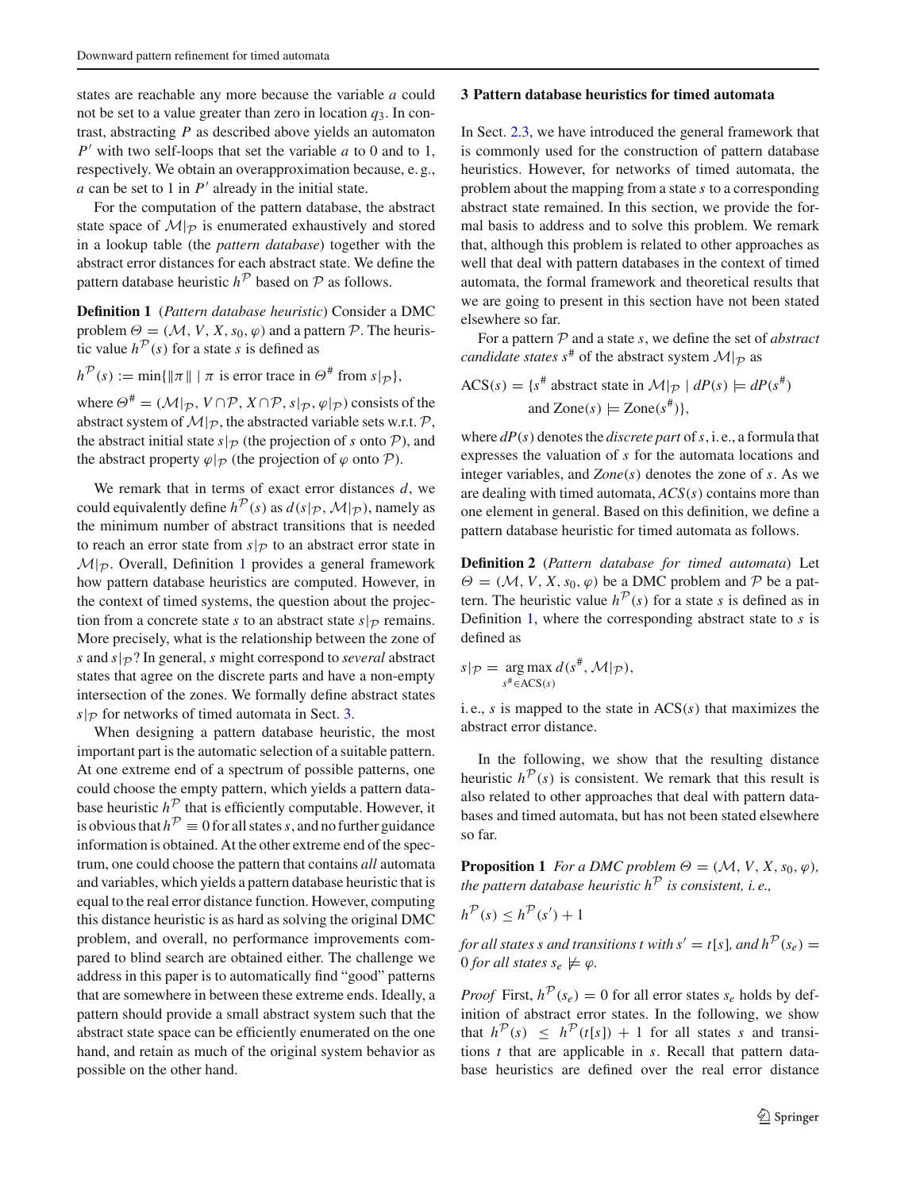states are reachable any more because the variable $a$ could not be set to a value greater than zero in location $q_3$. In contrast, abstracting $P$ as described above yields an automaton $P'$ with two self-loops that set the variable $a$ to 0 and to 1, respectively. We obtain an overapproximation because, e. g., $a$ can be set to 1 in $P'$ already in the initial state.

For the computation of the pattern database, the abstract state space of $\mathcal{M}|_{\mathcal{P}}$ is enumerated exhaustively and stored in a lookup table (the *pattern database*) together with the abstract error distances for each abstract state. We define the pattern database heuristic $h^{\mathcal{P}}$ based on $\mathcal{P}$ as follows.

**Definition 1** (*Pattern database heuristic*) Consider a DMC problem $\Theta = (\mathcal{M}, V, X, s_0, \varphi)$ and a pattern $\mathcal{P}$. The heuristic value $h^{\mathcal{P}}(s)$ for a state $s$ is defined as

$$h^{\mathcal{P}}(s) := \min\{\|\pi\| \mid \pi \text{ is error trace in } \Theta^{\#} \text{ from } s|_{\mathcal{P}}\},$$

where $\Theta^{\#} = (\mathcal{M}|_{\mathcal{P}}, V \cap \mathcal{P}, X \cap \mathcal{P}, s|_{\mathcal{P}}, \varphi|_{\mathcal{P}})$ consists of the abstract system of $\mathcal{M}|_{\mathcal{P}}$, the abstracted variable sets w.r.t. $\mathcal{P}$, the abstract initial state $s|_{\mathcal{P}}$ (the projection of $s$ onto $\mathcal{P}$), and the abstract property $\varphi|_{\mathcal{P}}$ (the projection of $\varphi$ onto $\mathcal{P}$).

We remark that in terms of exact error distances $d$, we could equivalently define $h^{\mathcal{P}}(s)$ as $d(s|_{\mathcal{P}}, \mathcal{M}|_{\mathcal{P}})$, namely as the minimum number of abstract transitions that is needed to reach an error state from $s|_{\mathcal{P}}$ to an abstract error state in $\mathcal{M}|_{\mathcal{P}}$. Overall, Definition 1 provides a general framework how pattern database heuristics are computed. However, in the context of timed systems, the question about the projection from a concrete state $s$ to an abstract state $s|_{\mathcal{P}}$ remains. More precisely, what is the relationship between the zone of $s$ and $s|_{\mathcal{P}}$? In general, $s$ might correspond to *several* abstract states that agree on the discrete parts and have a non-empty intersection of the zones. We formally define abstract states $s|_{\mathcal{P}}$ for networks of timed automata in Sect. 3.

When designing a pattern database heuristic, the most important part is the automatic selection of a suitable pattern. At one extreme end of a spectrum of possible patterns, one could choose the empty pattern, which yields a pattern database heuristic $h^{\mathcal{P}}$ that is efficiently computable. However, it is obvious that $h^{\mathcal{P}} \equiv 0$ for all states $s$, and no further guidance information is obtained. At the other extreme end of the spectrum, one could choose the pattern that contains *all* automata and variables, which yields a pattern database heuristic that is equal to the real error distance function. However, computing this distance heuristic is as hard as solving the original DMC problem, and overall, no performance improvements compared to blind search are obtained either. The challenge we address in this paper is to automatically find "good" patterns that are somewhere in between these extreme ends. Ideally, a pattern should provide a small abstract system such that the abstract state space can be efficiently enumerated on the one hand, and retain as much of the original system behavior as possible on the other hand.

## 3 Pattern database heuristics for timed automata

In Sect. 2.3, we have introduced the general framework that is commonly used for the construction of pattern database heuristics. However, for networks of timed automata, the problem about the mapping from a state $s$ to a corresponding abstract state remained. In this section, we provide the formal basis to address and to solve this problem. We remark that, although this problem is related to other approaches as well that deal with pattern databases in the context of timed automata, the formal framework and theoretical results that we are going to present in this section have not been stated elsewhere so far.

For a pattern $\mathcal{P}$ and a state $s$, we define the set of *abstract candidate states* $s^{\#}$ of the abstract system $\mathcal{M}|_{\mathcal{P}}$ as

$$\begin{aligned} \text{ACS}(s) = \{s^{\#} \text{ abstract state in } \mathcal{M}|_{\mathcal{P}} \mid dP(s) \models dP(s^{\#}) \\ \text{and } \text{Zone}(s) \models \text{Zone}(s^{\#})\}, \end{aligned}$$

where $dP(s)$ denotes the *discrete part* of $s$, i. e., a formula that expresses the valuation of $s$ for the automata locations and integer variables, and $Zone(s)$ denotes the zone of $s$. As we are dealing with timed automata, $ACS(s)$ contains more than one element in general. Based on this definition, we define a pattern database heuristic for timed automata as follows.

**Definition 2** (*Pattern database for timed automata*) Let $\Theta = (\mathcal{M}, V, X, s_0, \varphi)$ be a DMC problem and $\mathcal{P}$ be a pattern. The heuristic value $h^{\mathcal{P}}(s)$ for a state $s$ is defined as in Definition 1, where the corresponding abstract state to $s$ is defined as

$$s|_{\mathcal{P}} = \underset{s^{\#} \in \text{ACS}(s)}{\arg\max}\, d(s^{\#}, \mathcal{M}|_{\mathcal{P}}),$$

i. e., $s$ is mapped to the state in ACS$(s)$ that maximizes the abstract error distance.

In the following, we show that the resulting distance heuristic $h^{\mathcal{P}}(s)$ is consistent. We remark that this result is also related to other approaches that deal with pattern databases and timed automata, but has not been stated elsewhere so far.

**Proposition 1** *For a DMC problem $\Theta = (\mathcal{M}, V, X, s_0, \varphi)$, the pattern database heuristic $h^{\mathcal{P}}$ is consistent, i. e.,*

$$h^{\mathcal{P}}(s) \leq h^{\mathcal{P}}(s') + 1$$

*for all states $s$ and transitions $t$ with $s' = t[s]$, and $h^{\mathcal{P}}(s_e) = 0$ for all states $s_e \not\models \varphi$.*

*Proof* First, $h^{\mathcal{P}}(s_e) = 0$ for all error states $s_e$ holds by definition of abstract error states. In the following, we show that $h^{\mathcal{P}}(s) \leq h^{\mathcal{P}}(t[s]) + 1$ for all states $s$ and transitions $t$ that are applicable in $s$. Recall that pattern database heuristics are defined over the real error distance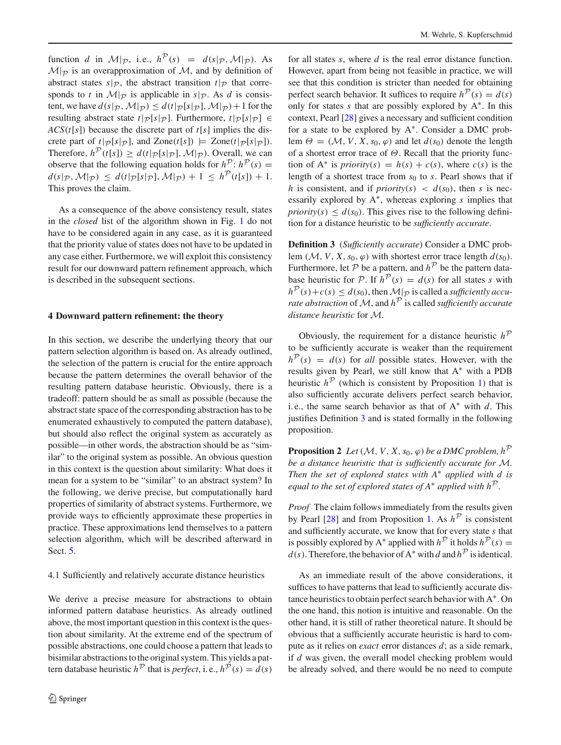function $d$ in $\mathcal{M}|_{\mathcal{P}}$, i.e., $h^{\mathcal{P}}(s) = d(s|_{\mathcal{P}}, \mathcal{M}|_{\mathcal{P}})$. As $\mathcal{M}|_{\mathcal{P}}$ is an overapproximation of $\mathcal{M}$, and by definition of abstract states $s|_{\mathcal{P}}$, the abstract transition $t|_{\mathcal{P}}$ that corresponds to $t$ in $\mathcal{M}|_{\mathcal{P}}$ is applicable in $s|_{\mathcal{P}}$. As $d$ is consistent, we have $d(s|_{\mathcal{P}}, \mathcal{M}|_{\mathcal{P}}) \leq d(t|_{\mathcal{P}}[s|_{\mathcal{P}}], \mathcal{M}|_{\mathcal{P}}) + 1$ for the resulting abstract state $t|_{\mathcal{P}}[s|_{\mathcal{P}}]$. Furthermore, $t|_{\mathcal{P}}[s|_{\mathcal{P}}] \in ACS(t[s])$ because the discrete part of $t[s]$ implies the discrete part of $t|_{\mathcal{P}}[s|_{\mathcal{P}}]$, and $\text{Zone}(t[s]) \models \text{Zone}(t|_{\mathcal{P}}[s|_{\mathcal{P}}])$. Therefore, $h^{\mathcal{P}}(t[s]) \geq d(t|_{\mathcal{P}}[s|_{\mathcal{P}}], \mathcal{M}|_{\mathcal{P}})$. Overall, we can observe that the following equation holds for $h^{\mathcal{P}}$: $h^{\mathcal{P}}(s) = d(s|_{\mathcal{P}}, \mathcal{M}|_{\mathcal{P}}) \leq d(t|_{\mathcal{P}}[s|_{\mathcal{P}}], \mathcal{M}|_{\mathcal{P}}) + 1 \leq h^{\mathcal{P}}(t[s]) + 1$. This proves the claim.

As a consequence of the above consistency result, states in the *closed* list of the algorithm shown in Fig. 1 do not have to be considered again in any case, as it is guaranteed that the priority value of states does not have to be updated in any case either. Furthermore, we will exploit this consistency result for our downward pattern refinement approach, which is described in the subsequent sections.

## 4 Downward pattern refinement: the theory

In this section, we describe the underlying theory that our pattern selection algorithm is based on. As already outlined, the selection of the pattern is crucial for the entire approach because the pattern determines the overall behavior of the resulting pattern database heuristic. Obviously, there is a tradeoff: pattern should be as small as possible (because the abstract state space of the corresponding abstraction has to be enumerated exhaustively to computed the pattern database), but should also reflect the original system as accurately as possible—in other words, the abstraction should be as "similar" to the original system as possible. An obvious question in this context is the question about similarity: What does it mean for a system to be "similar" to an abstract system? In the following, we derive precise, but computationally hard properties of similarity of abstract systems. Furthermore, we provide ways to efficiently approximate these properties in practice. These approximations lend themselves to a pattern selection algorithm, which will be described afterward in Sect. 5.

### 4.1 Sufficiently and relatively accurate distance heuristics

We derive a precise measure for abstractions to obtain informed pattern database heuristics. As already outlined above, the most important question in this context is the question about similarity. At the extreme end of the spectrum of possible abstractions, one could choose a pattern that leads to bisimilar abstractions to the original system. This yields a pattern database heuristic $h^{\mathcal{P}}$ that is *perfect*, i.e., $h^{\mathcal{P}}(s) = d(s)$ for all states $s$, where $d$ is the real error distance function. However, apart from being not feasible in practice, we will see that this condition is stricter than needed for obtaining perfect search behavior. It suffices to require $h^{\mathcal{P}}(s) = d(s)$ only for states $s$ that are possibly explored by A*. In this context, Pearl [28] gives a necessary and sufficient condition for a state to be explored by A*. Consider a DMC problem $\Theta = (\mathcal{M}, V, X, s_0, \varphi)$ and let $d(s_0)$ denote the length of a shortest error trace of $\Theta$. Recall that the priority function of A* is $priority(s) = h(s) + c(s)$, where $c(s)$ is the length of a shortest trace from $s_0$ to $s$. Pearl shows that if $h$ is consistent, and if $priority(s) < d(s_0)$, then $s$ is necessarily explored by A*, whereas exploring $s$ implies that $priority(s) \leq d(s_0)$. This gives rise to the following definition for a distance heuristic to be *sufficiently accurate*.

**Definition 3** (*Sufficiently accurate*) Consider a DMC problem $(\mathcal{M}, V, X, s_0, \varphi)$ with shortest error trace length $d(s_0)$. Furthermore, let $\mathcal{P}$ be a pattern, and $h^{\mathcal{P}}$ the pattern database heuristic for $\mathcal{P}$. If $h^{\mathcal{P}}(s) = d(s)$ for all states $s$ with $h^{\mathcal{P}}(s)+c(s) \leq d(s_0)$, then $\mathcal{M}|_{\mathcal{P}}$ is called a *sufficiently accurate abstraction* of $\mathcal{M}$, and $h^{\mathcal{P}}$ is called *sufficiently accurate distance heuristic* for $\mathcal{M}$.

Obviously, the requirement for a distance heuristic $h^{\mathcal{P}}$ to be sufficiently accurate is weaker than the requirement $h^{\mathcal{P}}(s) = d(s)$ for *all* possible states. However, with the results given by Pearl, we still know that A* with a PDB heuristic $h^{\mathcal{P}}$ (which is consistent by Proposition 1) that is also sufficiently accurate delivers perfect search behavior, i.e., the same search behavior as that of A* with $d$. This justifies Definition 3 and is stated formally in the following proposition.

**Proposition 2** *Let $(\mathcal{M}, V, X, s_0, \varphi)$ be a DMC problem, $h^{\mathcal{P}}$ be a distance heuristic that is sufficiently accurate for $\mathcal{M}$. Then the set of explored states with A* applied with $d$ is equal to the set of explored states of A* applied with $h^{\mathcal{P}}$.*

*Proof* The claim follows immediately from the results given by Pearl [28] and from Proposition 1. As $h^{\mathcal{P}}$ is consistent and sufficiently accurate, we know that for every state $s$ that is possibly explored by A* applied with $h^{\mathcal{P}}$ it holds $h^{\mathcal{P}}(s) = d(s)$. Therefore, the behavior of A* with $d$ and $h^{\mathcal{P}}$ is identical.

As an immediate result of the above considerations, it suffices to have patterns that lead to sufficiently accurate distance heuristics to obtain perfect search behavior with A*. On the one hand, this notion is intuitive and reasonable. On the other hand, it is still of rather theoretical nature. It should be obvious that a sufficiently accurate heuristic is hard to compute as it relies on *exact* error distances $d$; as a side remark, if $d$ was given, the overall model checking problem would be already solved, and there would be no need to compute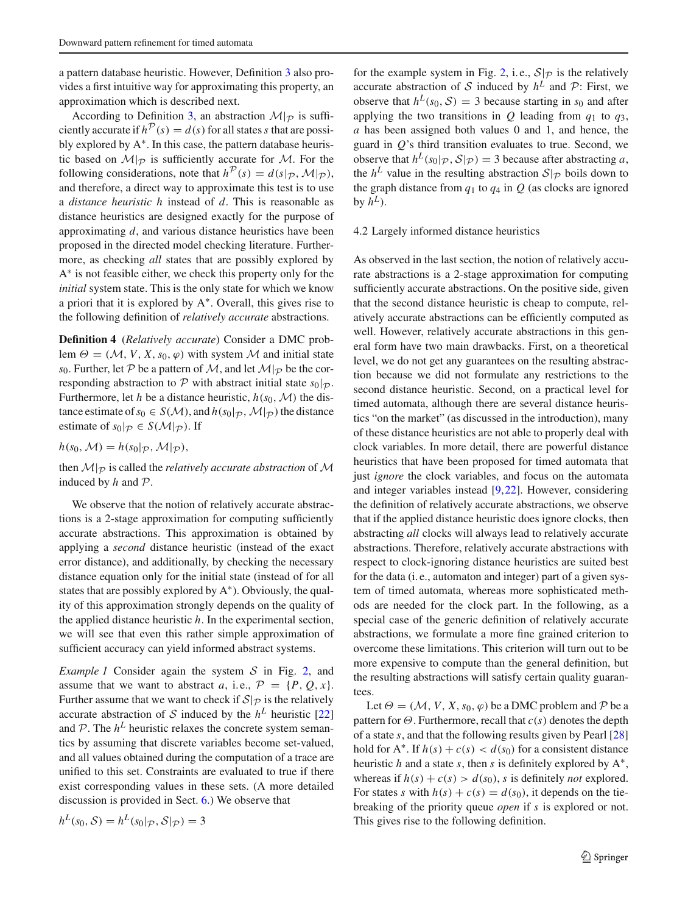a pattern database heuristic. However, Definition 3 also provides a first intuitive way for approximating this property, an approximation which is described next.

According to Definition 3, an abstraction $\mathcal{M}|_{\mathcal{P}}$ is sufficiently accurate if $h^{\mathcal{P}}(s) = d(s)$ for all states $s$ that are possibly explored by A*. In this case, the pattern database heuristic based on $\mathcal{M}|_{\mathcal{P}}$ is sufficiently accurate for $\mathcal{M}$. For the following considerations, note that $h^{\mathcal{P}}(s) = d(s|_{\mathcal{P}}, \mathcal{M}|_{\mathcal{P}})$, and therefore, a direct way to approximate this test is to use a *distance heuristic* $h$ instead of $d$. This is reasonable as distance heuristics are designed exactly for the purpose of approximating $d$, and various distance heuristics have been proposed in the directed model checking literature. Furthermore, as checking *all* states that are possibly explored by A* is not feasible either, we check this property only for the *initial* system state. This is the only state for which we know a priori that it is explored by A*. Overall, this gives rise to the following definition of *relatively accurate* abstractions.

**Definition 4** (*Relatively accurate*) Consider a DMC problem $\Theta = (\mathcal{M}, V, X, s_0, \varphi)$ with system $\mathcal{M}$ and initial state $s_0$. Further, let $\mathcal{P}$ be a pattern of $\mathcal{M}$, and let $\mathcal{M}|_{\mathcal{P}}$ be the corresponding abstraction to $\mathcal{P}$ with abstract initial state $s_0|_{\mathcal{P}}$. Furthermore, let $h$ be a distance heuristic, $h(s_0, \mathcal{M})$ the distance estimate of $s_0 \in S(\mathcal{M})$, and $h(s_0|_{\mathcal{P}}, \mathcal{M}|_{\mathcal{P}})$ the distance estimate of $s_0|_{\mathcal{P}} \in S(\mathcal{M}|_{\mathcal{P}})$. If

$$h(s_0, \mathcal{M}) = h(s_0|_{\mathcal{P}}, \mathcal{M}|_{\mathcal{P}}),$$

then $\mathcal{M}|_{\mathcal{P}}$ is called the *relatively accurate abstraction* of $\mathcal{M}$ induced by $h$ and $\mathcal{P}$.

We observe that the notion of relatively accurate abstractions is a 2-stage approximation for computing sufficiently accurate abstractions. This approximation is obtained by applying a *second* distance heuristic (instead of the exact error distance), and additionally, by checking the necessary distance equation only for the initial state (instead of for all states that are possibly explored by A*). Obviously, the quality of this approximation strongly depends on the quality of the applied distance heuristic $h$. In the experimental section, we will see that even this rather simple approximation of sufficient accuracy can yield informed abstract systems.

*Example 1* Consider again the system $\mathcal{S}$ in Fig. 2, and assume that we want to abstract $a$, i.e., $\mathcal{P} = \{P, Q, x\}$. Further assume that we want to check if $\mathcal{S}|_{\mathcal{P}}$ is the relatively accurate abstraction of $\mathcal{S}$ induced by the $h^L$ heuristic [22] and $\mathcal{P}$. The $h^L$ heuristic relaxes the concrete system semantics by assuming that discrete variables become set-valued, and all values obtained during the computation of a trace are unified to this set. Constraints are evaluated to true if there exist corresponding values in these sets. (A more detailed discussion is provided in Sect. 6.) We observe that

$$h^L(s_0, \mathcal{S}) = h^L(s_0|_{\mathcal{P}}, \mathcal{S}|_{\mathcal{P}}) = 3$$

for the example system in Fig. 2, i.e., $\mathcal{S}|_{\mathcal{P}}$ is the relatively accurate abstraction of $\mathcal{S}$ induced by $h^L$ and $\mathcal{P}$: First, we observe that $h^L(s_0, \mathcal{S}) = 3$ because starting in $s_0$ and after applying the two transitions in $Q$ leading from $q_1$ to $q_3$, $a$ has been assigned both values 0 and 1, and hence, the guard in $Q$'s third transition evaluates to true. Second, we observe that $h^L(s_0|_{\mathcal{P}}, \mathcal{S}|_{\mathcal{P}}) = 3$ because after abstracting $a$, the $h^L$ value in the resulting abstraction $\mathcal{S}|_{\mathcal{P}}$ boils down to the graph distance from $q_1$ to $q_4$ in $Q$ (as clocks are ignored by $h^L$).

### 4.2 Largely informed distance heuristics

As observed in the last section, the notion of relatively accurate abstractions is a 2-stage approximation for computing sufficiently accurate abstractions. On the positive side, given that the second distance heuristic is cheap to compute, relatively accurate abstractions can be efficiently computed as well. However, relatively accurate abstractions in this general form have two main drawbacks. First, on a theoretical level, we do not get any guarantees on the resulting abstraction because we did not formulate any restrictions to the second distance heuristic. Second, on a practical level for timed automata, although there are several distance heuristics "on the market" (as discussed in the introduction), many of these distance heuristics are not able to properly deal with clock variables. In more detail, there are powerful distance heuristics that have been proposed for timed automata that just *ignore* the clock variables, and focus on the automata and integer variables instead [9,22]. However, considering the definition of relatively accurate abstractions, we observe that if the applied distance heuristic does ignore clocks, then abstracting *all* clocks will always lead to relatively accurate abstractions. Therefore, relatively accurate abstractions with respect to clock-ignoring distance heuristics are suited best for the data (i. e., automaton and integer) part of a given system of timed automata, whereas more sophisticated methods are needed for the clock part. In the following, as a special case of the generic definition of relatively accurate abstractions, we formulate a more fine grained criterion to overcome these limitations. This criterion will turn out to be more expensive to compute than the general definition, but the resulting abstractions will satisfy certain quality guarantees.

Let $\Theta = (\mathcal{M}, V, X, s_0, \varphi)$ be a DMC problem and $\mathcal{P}$ be a pattern for $\Theta$. Furthermore, recall that $c(s)$ denotes the depth of a state $s$, and that the following results given by Pearl [28] hold for A*. If $h(s) + c(s) < d(s_0)$ for a consistent distance heuristic $h$ and a state $s$, then $s$ is definitely explored by A*, whereas if $h(s) + c(s) > d(s_0)$, $s$ is definitely *not* explored. For states $s$ with $h(s) + c(s) = d(s_0)$, it depends on the tie-breaking of the priority queue *open* if $s$ is explored or not. This gives rise to the following definition.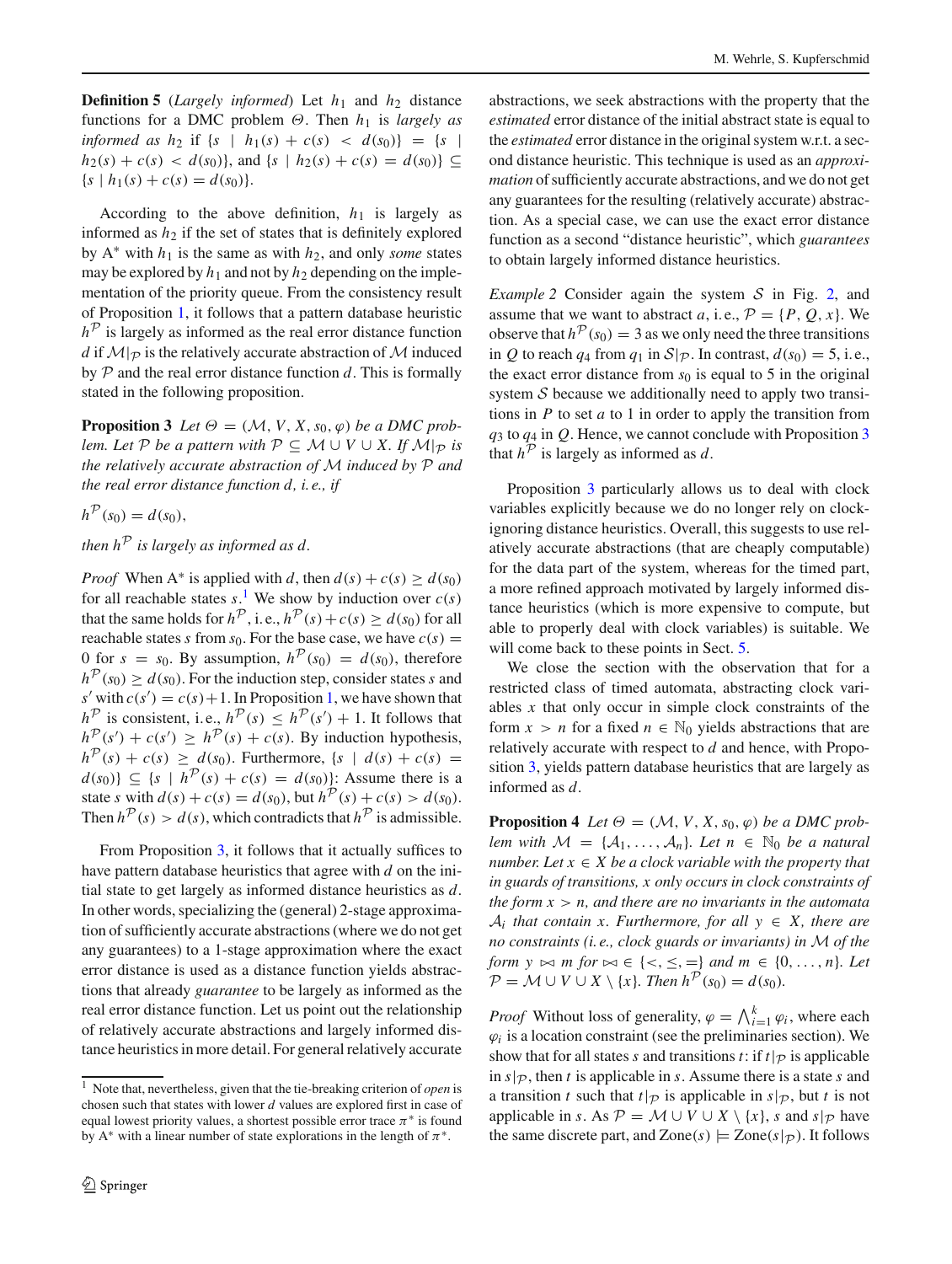**Definition 5** (*Largely informed*) Let $h_1$ and $h_2$ distance functions for a DMC problem $\Theta$. Then $h_1$ is *largely as informed as* $h_2$ if $\{s \mid h_1(s) + c(s) < d(s_0)\} = \{s \mid h_2(s) + c(s) < d(s_0)\}$, and $\{s \mid h_2(s) + c(s) = d(s_0)\} \subseteq \{s \mid h_1(s) + c(s) = d(s_0)\}$.

According to the above definition, $h_1$ is largely as informed as $h_2$ if the set of states that is definitely explored by A* with $h_1$ is the same as with $h_2$, and only *some* states may be explored by $h_1$ and not by $h_2$ depending on the implementation of the priority queue. From the consistency result of Proposition 1, it follows that a pattern database heuristic $h^{\mathcal{P}}$ is largely as informed as the real error distance function $d$ if $\mathcal{M}|_{\mathcal{P}}$ is the relatively accurate abstraction of $\mathcal{M}$ induced by $\mathcal{P}$ and the real error distance function $d$. This is formally stated in the following proposition.

**Proposition 3** *Let $\Theta = (\mathcal{M}, V, X, s_0, \varphi)$ be a DMC problem. Let $\mathcal{P}$ be a pattern with $\mathcal{P} \subseteq \mathcal{M} \cup V \cup X$. If $\mathcal{M}|_{\mathcal{P}}$ is the relatively accurate abstraction of $\mathcal{M}$ induced by $\mathcal{P}$ and the real error distance function $d$, i.e., if*

$$h^{\mathcal{P}}(s_0) = d(s_0),$$

*then $h^{\mathcal{P}}$ is largely as informed as $d$.*

*Proof* When A* is applied with $d$, then $d(s) + c(s) \geq d(s_0)$ for all reachable states $s$.[1] We show by induction over $c(s)$ that the same holds for $h^{\mathcal{P}}$, i.e., $h^{\mathcal{P}}(s) + c(s) \geq d(s_0)$ for all reachable states $s$ from $s_0$. For the base case, we have $c(s) = 0$ for $s = s_0$. By assumption, $h^{\mathcal{P}}(s_0) = d(s_0)$, therefore $h^{\mathcal{P}}(s_0) \geq d(s_0)$. For the induction step, consider states $s$ and $s'$ with $c(s') = c(s) + 1$. In Proposition 1, we have shown that $h^{\mathcal{P}}$ is consistent, i.e., $h^{\mathcal{P}}(s) \leq h^{\mathcal{P}}(s') + 1$. It follows that $h^{\mathcal{P}}(s') + c(s') \geq h^{\mathcal{P}}(s) + c(s)$. By induction hypothesis, $h^{\mathcal{P}}(s) + c(s) \geq d(s_0)$. Furthermore, $\{s \mid d(s) + c(s) = d(s_0)\} \subseteq \{s \mid h^{\mathcal{P}}(s) + c(s) = d(s_0)\}$: Assume there is a state $s$ with $d(s) + c(s) = d(s_0)$, but $h^{\mathcal{P}}(s) + c(s) > d(s_0)$. Then $h^{\mathcal{P}}(s) > d(s)$, which contradicts that $h^{\mathcal{P}}$ is admissible.

From Proposition 3, it follows that it actually suffices to have pattern database heuristics that agree with $d$ on the initial state to get largely as informed distance heuristics as $d$. In other words, specializing the (general) 2-stage approximation of sufficiently accurate abstractions (where we do not get any guarantees) to a 1-stage approximation where the exact error distance is used as a distance function yields abstractions that already *guarantee* to be largely as informed as the real error distance function. Let us point out the relationship of relatively accurate abstractions and largely informed distance heuristics in more detail. For general relatively accurate abstractions, we seek abstractions with the property that the *estimated* error distance of the initial abstract state is equal to the *estimated* error distance in the original system w.r.t. a second distance heuristic. This technique is used as an *approximation* of sufficiently accurate abstractions, and we do not get any guarantees for the resulting (relatively accurate) abstraction. As a special case, we can use the exact error distance function as a second "distance heuristic", which *guarantees* to obtain largely informed distance heuristics.

*Example 2* Consider again the system $\mathcal{S}$ in Fig. 2, and assume that we want to abstract $a$, i.e., $\mathcal{P} = \{P, Q, x\}$. We observe that $h^{\mathcal{P}}(s_0) = 3$ as we only need the three transitions in $Q$ to reach $q_4$ from $q_1$ in $\mathcal{S}|_{\mathcal{P}}$. In contrast, $d(s_0) = 5$, i.e., the exact error distance from $s_0$ is equal to 5 in the original system $\mathcal{S}$ because we additionally need to apply two transitions in $P$ to set $a$ to 1 in order to apply the transition from $q_3$ to $q_4$ in $Q$. Hence, we cannot conclude with Proposition 3 that $h^{\mathcal{P}}$ is largely as informed as $d$.

Proposition 3 particularly allows us to deal with clock variables explicitly because we do no longer rely on clock-ignoring distance heuristics. Overall, this suggests to use relatively accurate abstractions (that are cheaply computable) for the data part of the system, whereas for the timed part, a more refined approach motivated by largely informed distance heuristics (which is more expensive to compute, but able to properly deal with clock variables) is suitable. We will come back to these points in Sect. 5.

We close the section with the observation that for a restricted class of timed automata, abstracting clock variables $x$ that only occur in simple clock constraints of the form $x > n$ for a fixed $n \in \mathbb{N}_0$ yields abstractions that are relatively accurate with respect to $d$ and hence, with Proposition 3, yields pattern database heuristics that are largely as informed as $d$.

**Proposition 4** *Let $\Theta = (\mathcal{M}, V, X, s_0, \varphi)$ be a DMC problem with $\mathcal{M} = \{\mathcal{A}_1, \ldots, \mathcal{A}_n\}$. Let $n \in \mathbb{N}_0$ be a natural number. Let $x \in X$ be a clock variable with the property that in guards of transitions, $x$ only occurs in clock constraints of the form $x > n$, and there are no invariants in the automata $\mathcal{A}_i$ that contain $x$. Furthermore, for all $y \in X$, there are no constraints (i.e., clock guards or invariants) in $\mathcal{M}$ of the form $y \bowtie m$ for $\bowtie \in \{<, \leq, =\}$ and $m \in \{0, \ldots, n\}$. Let $\mathcal{P} = \mathcal{M} \cup V \cup X \setminus \{x\}$. Then $h^{\mathcal{P}}(s_0) = d(s_0)$.*

*Proof* Without loss of generality, $\varphi = \bigwedge_{i=1}^{k} \varphi_i$, where each $\varphi_i$ is a location constraint (see the preliminaries section). We show that for all states $s$ and transitions $t$: if $t|_{\mathcal{P}}$ is applicable in $s|_{\mathcal{P}}$, then $t$ is applicable in $s$. Assume there is a state $s$ and a transition $t$ such that $t|_{\mathcal{P}}$ is applicable in $s|_{\mathcal{P}}$, but $t$ is not applicable in $s$. As $\mathcal{P} = \mathcal{M} \cup V \cup X \setminus \{x\}$, $s$ and $s|_{\mathcal{P}}$ have the same discrete part, and $\text{Zone}(s) \models \text{Zone}(s|_{\mathcal{P}})$. It follows

[1] Note that, nevertheless, given that the tie-breaking criterion of *open* is chosen such that states with lower $d$ values are explored first in case of equal lowest priority values, a shortest possible error trace $\pi^*$ is found by A* with a linear number of state explorations in the length of $\pi^*$.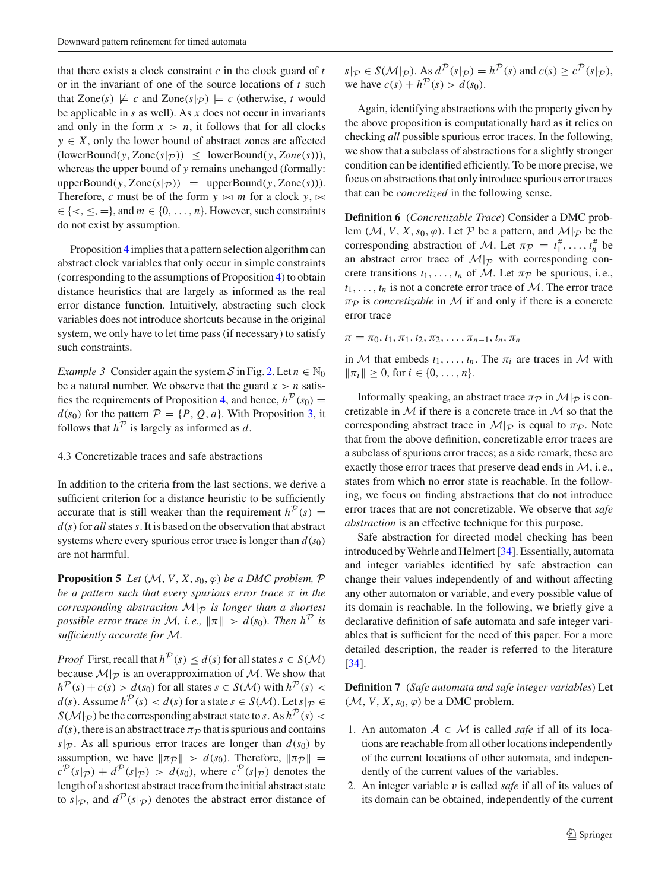that there exists a clock constraint $c$ in the clock guard of $t$ or in the invariant of one of the source locations of $t$ such that $\text{Zone}(s) \not\models c$ and $\text{Zone}(s|_{\mathcal{P}}) \models c$ (otherwise, $t$ would be applicable in $s$ as well). As $x$ does not occur in invariants and only in the form $x > n$, it follows that for all clocks $y \in X$, only the lower bound of abstract zones are affected ($\text{lowerBound}(y, \text{Zone}(s|_{\mathcal{P}})) \leq \text{lowerBound}(y, Zone(s))$), whereas the upper bound of $y$ remains unchanged (formally: $\text{upperBound}(y, \text{Zone}(s|_{\mathcal{P}})) = \text{upperBound}(y, \text{Zone}(s))$). Therefore, $c$ must be of the form $y \bowtie m$ for a clock $y$, $\bowtie \in \{<, \leq, =\}$, and $m \in \{0, \ldots, n\}$. However, such constraints do not exist by assumption.

Proposition 4 implies that a pattern selection algorithm can abstract clock variables that only occur in simple constraints (corresponding to the assumptions of Proposition 4) to obtain distance heuristics that are largely as informed as the real error distance function. Intuitively, abstracting such clock variables does not introduce shortcuts because in the original system, we only have to let time pass (if necessary) to satisfy such constraints.

*Example 3* Consider again the system $\mathcal{S}$ in Fig. 2. Let $n \in \mathbb{N}_0$ be a natural number. We observe that the guard $x > n$ satisfies the requirements of Proposition 4, and hence, $h^{\mathcal{P}}(s_0) = d(s_0)$ for the pattern $\mathcal{P} = \{P, Q, a\}$. With Proposition 3, it follows that $h^{\mathcal{P}}$ is largely as informed as $d$.

### 4.3 Concretizable traces and safe abstractions

In addition to the criteria from the last sections, we derive a sufficient criterion for a distance heuristic to be sufficiently accurate that is still weaker than the requirement $h^{\mathcal{P}}(s) = d(s)$ for *all* states $s$. It is based on the observation that abstract systems where every spurious error trace is longer than $d(s_0)$ are not harmful.

**Proposition 5** *Let $(\mathcal{M}, V, X, s_0, \varphi)$ be a DMC problem, $\mathcal{P}$ be a pattern such that every spurious error trace $\pi$ in the corresponding abstraction $\mathcal{M}|_{\mathcal{P}}$ is longer than a shortest possible error trace in $\mathcal{M}$, i. e., $\|\pi\| > d(s_0)$. Then $h^{\mathcal{P}}$ is sufficiently accurate for $\mathcal{M}$.*

*Proof* First, recall that $h^{\mathcal{P}}(s) \leq d(s)$ for all states $s \in S(\mathcal{M})$ because $\mathcal{M}|_{\mathcal{P}}$ is an overapproximation of $\mathcal{M}$. We show that $h^{\mathcal{P}}(s) + c(s) > d(s_0)$ for all states $s \in S(\mathcal{M})$ with $h^{\mathcal{P}}(s) < d(s)$. Assume $h^{\mathcal{P}}(s) < d(s)$ for a state $s \in S(\mathcal{M})$. Let $s|_{\mathcal{P}} \in S(\mathcal{M}|_{\mathcal{P}})$ be the corresponding abstract state to $s$. As $h^{\mathcal{P}}(s) < d(s)$, there is an abstract trace $\pi_{\mathcal{P}}$ that is spurious and contains $s|_{\mathcal{P}}$. As all spurious error traces are longer than $d(s_0)$ by assumption, we have $\|\pi_{\mathcal{P}}\| > d(s_0)$. Therefore, $\|\pi_{\mathcal{P}}\| = c^{\mathcal{P}}(s|_{\mathcal{P}}) + d^{\mathcal{P}}(s|_{\mathcal{P}}) > d(s_0)$, where $c^{\mathcal{P}}(s|_{\mathcal{P}})$ denotes the length of a shortest abstract trace from the initial abstract state to $s|_{\mathcal{P}}$, and $d^{\mathcal{P}}(s|_{\mathcal{P}})$ denotes the abstract error distance of $s|_{\mathcal{P}} \in S(\mathcal{M}|_{\mathcal{P}})$. As $d^{\mathcal{P}}(s|_{\mathcal{P}}) = h^{\mathcal{P}}(s)$ and $c(s) \geq c^{\mathcal{P}}(s|_{\mathcal{P}})$, we have $c(s) + h^{\mathcal{P}}(s) > d(s_0)$.

Again, identifying abstractions with the property given by the above proposition is computationally hard as it relies on checking *all* possible spurious error traces. In the following, we show that a subclass of abstractions for a slightly stronger condition can be identified efficiently. To be more precise, we focus on abstractions that only introduce spurious error traces that can be *concretized* in the following sense.

**Definition 6** (*Concretizable Trace*) Consider a DMC problem $(\mathcal{M}, V, X, s_0, \varphi)$. Let $\mathcal{P}$ be a pattern, and $\mathcal{M}|_{\mathcal{P}}$ be the corresponding abstraction of $\mathcal{M}$. Let $\pi_{\mathcal{P}} = t_1^{\#}, \ldots, t_n^{\#}$ be an abstract error trace of $\mathcal{M}|_{\mathcal{P}}$ with corresponding concrete transitions $t_1, \ldots, t_n$ of $\mathcal{M}$. Let $\pi_{\mathcal{P}}$ be spurious, i. e., $t_1, \ldots, t_n$ is not a concrete error trace of $\mathcal{M}$. The error trace $\pi_{\mathcal{P}}$ is *concretizable* in $\mathcal{M}$ if and only if there is a concrete error trace

$$\pi = \pi_0, t_1, \pi_1, t_2, \pi_2, \ldots, \pi_{n-1}, t_n, \pi_n$$

in $\mathcal{M}$ that embeds $t_1, \ldots, t_n$. The $\pi_i$ are traces in $\mathcal{M}$ with $\|\pi_i\| \geq 0$, for $i \in \{0, \ldots, n\}$.

Informally speaking, an abstract trace $\pi_{\mathcal{P}}$ in $\mathcal{M}|_{\mathcal{P}}$ is concretizable in $\mathcal{M}$ if there is a concrete trace in $\mathcal{M}$ so that the corresponding abstract trace in $\mathcal{M}|_{\mathcal{P}}$ is equal to $\pi_{\mathcal{P}}$. Note that from the above definition, concretizable error traces are a subclass of spurious error traces; as a side remark, these are exactly those error traces that preserve dead ends in $\mathcal{M}$, i. e., states from which no error state is reachable. In the following, we focus on finding abstractions that do not introduce error traces that are not concretizable. We observe that *safe abstraction* is an effective technique for this purpose.

Safe abstraction for directed model checking has been introduced by Wehrle and Helmert [34]. Essentially, automata and integer variables identified by safe abstraction can change their values independently of and without affecting any other automaton or variable, and every possible value of its domain is reachable. In the following, we briefly give a declarative definition of safe automata and safe integer variables that is sufficient for the need of this paper. For a more detailed description, the reader is referred to the literature [34].

**Definition 7** (*Safe automata and safe integer variables*) Let $(\mathcal{M}, V, X, s_0, \varphi)$ be a DMC problem.

1. An automaton $\mathcal{A} \in \mathcal{M}$ is called *safe* if all of its locations are reachable from all other locations independently of the current locations of other automata, and independently of the current values of the variables.
2. An integer variable $v$ is called *safe* if all of its values of its domain can be obtained, independently of the current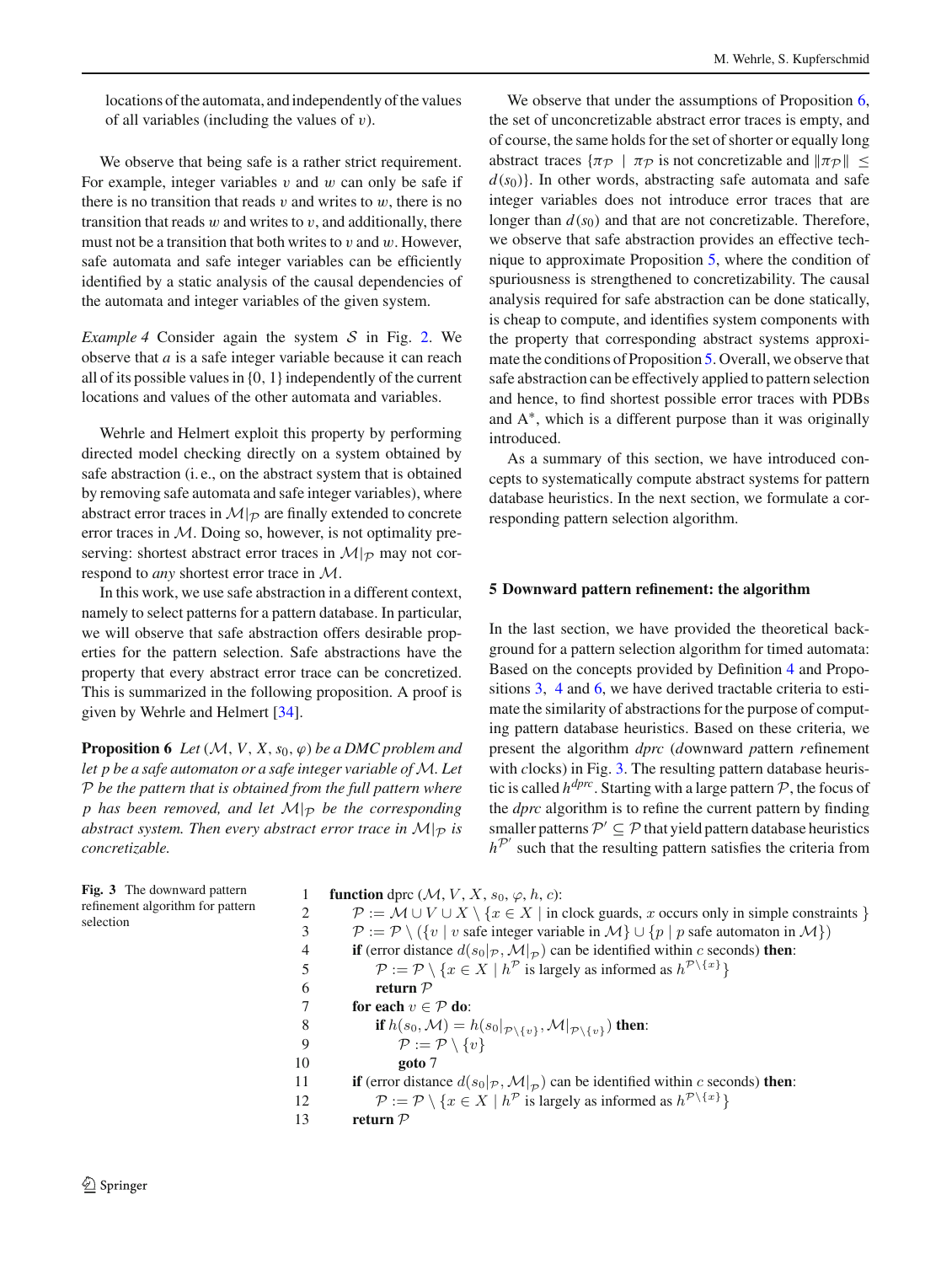locations of the automata, and independently of the values of all variables (including the values of $v$).

We observe that being safe is a rather strict requirement. For example, integer variables $v$ and $w$ can only be safe if there is no transition that reads $v$ and writes to $w$, there is no transition that reads $w$ and writes to $v$, and additionally, there must not be a transition that both writes to $v$ and $w$. However, safe automata and safe integer variables can be efficiently identified by a static analysis of the causal dependencies of the automata and integer variables of the given system.

*Example 4* Consider again the system $\mathcal{S}$ in Fig. 2. We observe that $a$ is a safe integer variable because it can reach all of its possible values in $\{0, 1\}$ independently of the current locations and values of the other automata and variables.

Wehrle and Helmert exploit this property by performing directed model checking directly on a system obtained by safe abstraction (i. e., on the abstract system that is obtained by removing safe automata and safe integer variables), where abstract error traces in $\mathcal{M}|_{\mathcal{P}}$ are finally extended to concrete error traces in $\mathcal{M}$. Doing so, however, is not optimality preserving: shortest abstract error traces in $\mathcal{M}|_{\mathcal{P}}$ may not correspond to *any* shortest error trace in $\mathcal{M}$.

In this work, we use safe abstraction in a different context, namely to select patterns for a pattern database. In particular, we will observe that safe abstraction offers desirable properties for the pattern selection. Safe abstractions have the property that every abstract error trace can be concretized. This is summarized in the following proposition. A proof is given by Wehrle and Helmert [34].

**Proposition 6** *Let $(\mathcal{M}, V, X, s_0, \varphi)$ be a DMC problem and let $p$ be a safe automaton or a safe integer variable of $\mathcal{M}$. Let $\mathcal{P}$ be the pattern that is obtained from the full pattern where $p$ has been removed, and let $\mathcal{M}|_{\mathcal{P}}$ be the corresponding abstract system. Then every abstract error trace in $\mathcal{M}|_{\mathcal{P}}$ is concretizable.*

We observe that under the assumptions of Proposition 6, the set of unconcretizable abstract error traces is empty, and of course, the same holds for the set of shorter or equally long abstract traces $\{\pi_{\mathcal{P}} \mid \pi_{\mathcal{P}}$ is not concretizable and $\|\pi_{\mathcal{P}}\| \leq d(s_0)\}$. In other words, abstracting safe automata and safe integer variables does not introduce error traces that are longer than $d(s_0)$ and that are not concretizable. Therefore, we observe that safe abstraction provides an effective technique to approximate Proposition 5, where the condition of spuriousness is strengthened to concretizability. The causal analysis required for safe abstraction can be done statically, is cheap to compute, and identifies system components with the property that corresponding abstract systems approximate the conditions of Proposition 5. Overall, we observe that safe abstraction can be effectively applied to pattern selection and hence, to find shortest possible error traces with PDBs and A*, which is a different purpose than it was originally introduced.

As a summary of this section, we have introduced concepts to systematically compute abstract systems for pattern database heuristics. In the next section, we formulate a corresponding pattern selection algorithm.

## 5 Downward pattern refinement: the algorithm

In the last section, we have provided the theoretical background for a pattern selection algorithm for timed automata: Based on the concepts provided by Definition 4 and Propositions 3, 4 and 6, we have derived tractable criteria to estimate the similarity of abstractions for the purpose of computing pattern database heuristics. Based on these criteria, we present the algorithm *dprc* (*d*ownward *p*attern *r*efinement with *c*locks) in Fig. 3. The resulting pattern database heuristic is called $h^{dprc}$. Starting with a large pattern $\mathcal{P}$, the focus of the *dprc* algorithm is to refine the current pattern by finding smaller patterns $\mathcal{P}' \subseteq \mathcal{P}$ that yield pattern database heuristics $h^{\mathcal{P}'}$ such that the resulting pattern satisfies the criteria from

```
1   function dprc (M, V, X, s0, φ, h, c):
2       P := M ∪ V ∪ X \ {x ∈ X | in clock guards, x occurs only in simple constraints }
3       P := P \ ({v | v safe integer variable in M} ∪ {p | p safe automaton in M})
4       if (error distance d(s0|P, M|P) can be identified within c seconds) then:
5           P := P \ {x ∈ X | h^P is largely as informed as h^(P\{x})}
6           return P
7       for each v ∈ P do:
8           if h(s0, M) = h(s0|P\{v}, M|P\{v}) then:
9               P := P \ {v}
10              goto 7
11      if (error distance d(s0|P, M|P) can be identified within c seconds) then:
12          P := P \ {x ∈ X | h^P is largely as informed as h^(P\{x})}
13      return P
```

**Fig. 3** The downward pattern refinement algorithm for pattern selection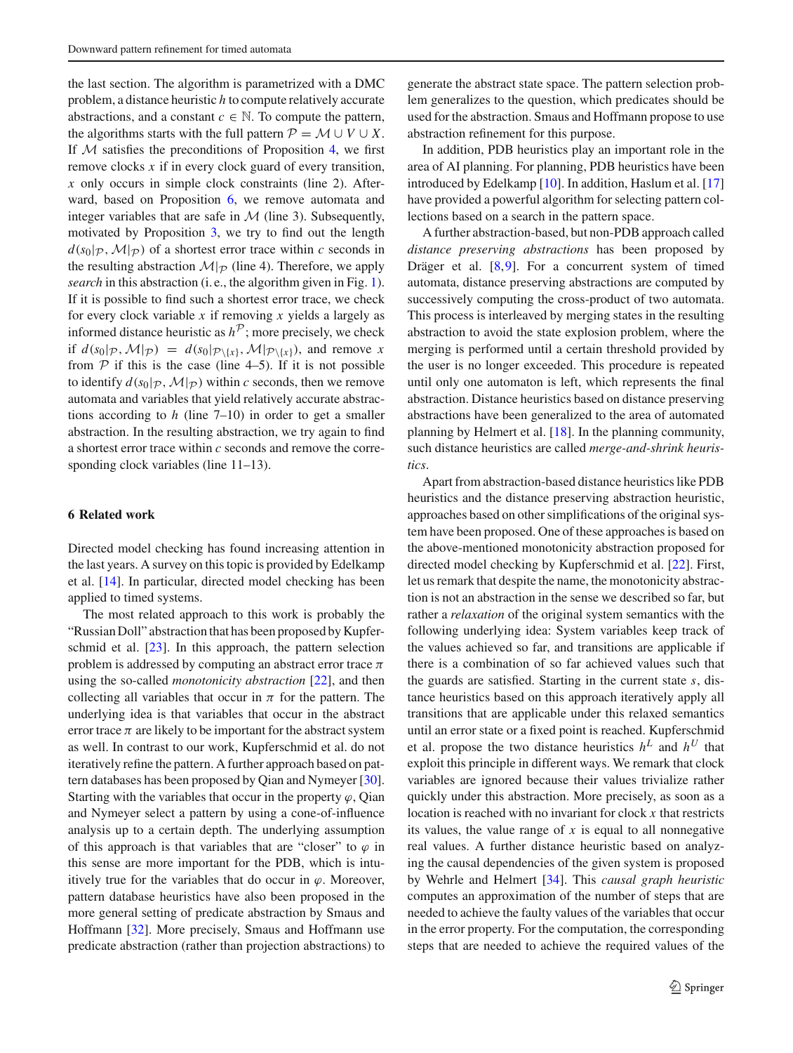the last section. The algorithm is parametrized with a DMC problem, a distance heuristic $h$ to compute relatively accurate abstractions, and a constant $c \in \mathbb{N}$. To compute the pattern, the algorithms starts with the full pattern $\mathcal{P} = \mathcal{M} \cup V \cup X$. If $\mathcal{M}$ satisfies the preconditions of Proposition 4, we first remove clocks $x$ if in every clock guard of every transition, $x$ only occurs in simple clock constraints (line 2). Afterward, based on Proposition 6, we remove automata and integer variables that are safe in $\mathcal{M}$ (line 3). Subsequently, motivated by Proposition 3, we try to find out the length $d(s_0|_{\mathcal{P}}, \mathcal{M}|_{\mathcal{P}})$ of a shortest error trace within $c$ seconds in the resulting abstraction $\mathcal{M}|_{\mathcal{P}}$ (line 4). Therefore, we apply *search* in this abstraction (i. e., the algorithm given in Fig. 1). If it is possible to find such a shortest error trace, we check for every clock variable $x$ if removing $x$ yields a largely as informed distance heuristic as $h^{\mathcal{P}}$; more precisely, we check if $d(s_0|_{\mathcal{P}}, \mathcal{M}|_{\mathcal{P}}) = d(s_0|_{\mathcal{P}\setminus\{x\}}, \mathcal{M}|_{\mathcal{P}\setminus\{x\}})$, and remove $x$ from $\mathcal{P}$ if this is the case (line 4–5). If it is not possible to identify $d(s_0|_{\mathcal{P}}, \mathcal{M}|_{\mathcal{P}})$ within $c$ seconds, then we remove automata and variables that yield relatively accurate abstractions according to $h$ (line 7–10) in order to get a smaller abstraction. In the resulting abstraction, we try again to find a shortest error trace within $c$ seconds and remove the corresponding clock variables (line 11–13).

## 6 Related work

Directed model checking has found increasing attention in the last years. A survey on this topic is provided by Edelkamp et al. [14]. In particular, directed model checking has been applied to timed systems.

The most related approach to this work is probably the "Russian Doll" abstraction that has been proposed by Kupferschmid et al. [23]. In this approach, the pattern selection problem is addressed by computing an abstract error trace $\pi$ using the so-called *monotonicity abstraction* [22], and then collecting all variables that occur in $\pi$ for the pattern. The underlying idea is that variables that occur in the abstract error trace $\pi$ are likely to be important for the abstract system as well. In contrast to our work, Kupferschmid et al. do not iteratively refine the pattern. A further approach based on pattern databases has been proposed by Qian and Nymeyer [30]. Starting with the variables that occur in the property $\varphi$, Qian and Nymeyer select a pattern by using a cone-of-influence analysis up to a certain depth. The underlying assumption of this approach is that variables that are "closer" to $\varphi$ in this sense are more important for the PDB, which is intuitively true for the variables that do occur in $\varphi$. Moreover, pattern database heuristics have also been proposed in the more general setting of predicate abstraction by Smaus and Hoffmann [32]. More precisely, Smaus and Hoffmann use predicate abstraction (rather than projection abstractions) to generate the abstract state space. The pattern selection problem generalizes to the question, which predicates should be used for the abstraction. Smaus and Hoffmann propose to use abstraction refinement for this purpose.

In addition, PDB heuristics play an important role in the area of AI planning. For planning, PDB heuristics have been introduced by Edelkamp [10]. In addition, Haslum et al. [17] have provided a powerful algorithm for selecting pattern collections based on a search in the pattern space.

A further abstraction-based, but non-PDB approach called *distance preserving abstractions* has been proposed by Dräger et al. [8,9]. For a concurrent system of timed automata, distance preserving abstractions are computed by successively computing the cross-product of two automata. This process is interleaved by merging states in the resulting abstraction to avoid the state explosion problem, where the merging is performed until a certain threshold provided by the user is no longer exceeded. This procedure is repeated until only one automaton is left, which represents the final abstraction. Distance heuristics based on distance preserving abstractions have been generalized to the area of automated planning by Helmert et al. [18]. In the planning community, such distance heuristics are called *merge-and-shrink heuristics*.

Apart from abstraction-based distance heuristics like PDB heuristics and the distance preserving abstraction heuristic, approaches based on other simplifications of the original system have been proposed. One of these approaches is based on the above-mentioned monotonicity abstraction proposed for directed model checking by Kupferschmid et al. [22]. First, let us remark that despite the name, the monotonicity abstraction is not an abstraction in the sense we described so far, but rather a *relaxation* of the original system semantics with the following underlying idea: System variables keep track of the values achieved so far, and transitions are applicable if there is a combination of so far achieved values such that the guards are satisfied. Starting in the current state $s$, distance heuristics based on this approach iteratively apply all transitions that are applicable under this relaxed semantics until an error state or a fixed point is reached. Kupferschmid et al. propose the two distance heuristics $h^L$ and $h^U$ that exploit this principle in different ways. We remark that clock variables are ignored because their values trivialize rather quickly under this abstraction. More precisely, as soon as a location is reached with no invariant for clock $x$ that restricts its values, the value range of $x$ is equal to all nonnegative real values. A further distance heuristic based on analyzing the causal dependencies of the given system is proposed by Wehrle and Helmert [34]. This *causal graph heuristic* computes an approximation of the number of steps that are needed to achieve the faulty values of the variables that occur in the error property. For the computation, the corresponding steps that are needed to achieve the required values of the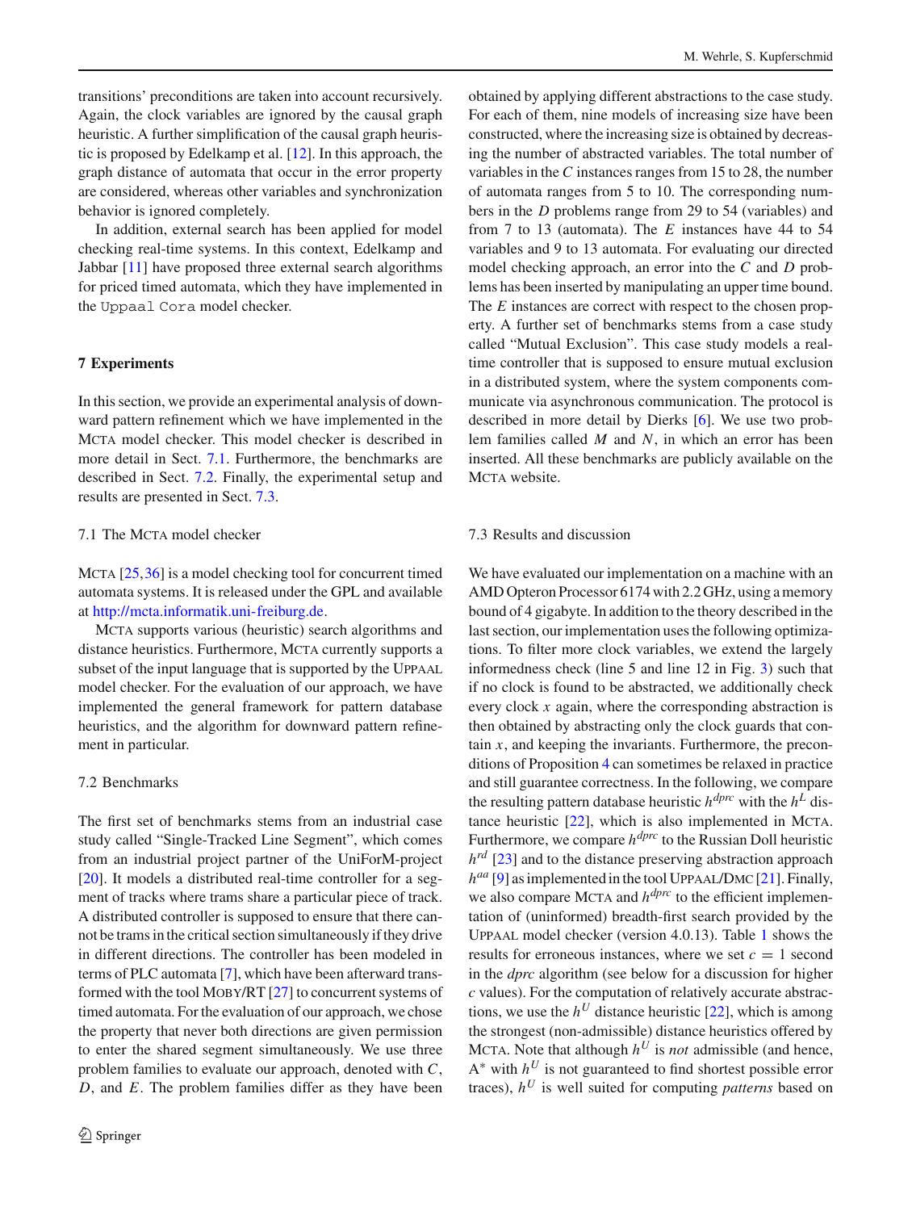transitions' preconditions are taken into account recursively. Again, the clock variables are ignored by the causal graph heuristic. A further simplification of the causal graph heuristic is proposed by Edelkamp et al. [12]. In this approach, the graph distance of automata that occur in the error property are considered, whereas other variables and synchronization behavior is ignored completely.

In addition, external search has been applied for model checking real-time systems. In this context, Edelkamp and Jabbar [11] have proposed three external search algorithms for priced timed automata, which they have implemented in the `Uppaal Cora` model checker.

## 7 Experiments

In this section, we provide an experimental analysis of downward pattern refinement which we have implemented in the MCTA model checker. This model checker is described in more detail in Sect. 7.1. Furthermore, the benchmarks are described in Sect. 7.2. Finally, the experimental setup and results are presented in Sect. 7.3.

### 7.1 The MCTA model checker

MCTA [25,36] is a model checking tool for concurrent timed automata systems. It is released under the GPL and available at http://mcta.informatik.uni-freiburg.de.

MCTA supports various (heuristic) search algorithms and distance heuristics. Furthermore, MCTA currently supports a subset of the input language that is supported by the UPPAAL model checker. For the evaluation of our approach, we have implemented the general framework for pattern database heuristics, and the algorithm for downward pattern refinement in particular.

### 7.2 Benchmarks

The first set of benchmarks stems from an industrial case study called "Single-Tracked Line Segment", which comes from an industrial project partner of the UniForM-project [20]. It models a distributed real-time controller for a segment of tracks where trams share a particular piece of track. A distributed controller is supposed to ensure that there cannot be trams in the critical section simultaneously if they drive in different directions. The controller has been modeled in terms of PLC automata [7], which have been afterward transformed with the tool MOBY/RT [27] to concurrent systems of timed automata. For the evaluation of our approach, we chose the property that never both directions are given permission to enter the shared segment simultaneously. We use three problem families to evaluate our approach, denoted with $C$, $D$, and $E$. The problem families differ as they have been obtained by applying different abstractions to the case study. For each of them, nine models of increasing size have been constructed, where the increasing size is obtained by decreasing the number of abstracted variables. The total number of variables in the $C$ instances ranges from 15 to 28, the number of automata ranges from 5 to 10. The corresponding numbers in the $D$ problems range from 29 to 54 (variables) and from 7 to 13 (automata). The $E$ instances have 44 to 54 variables and 9 to 13 automata. For evaluating our directed model checking approach, an error into the $C$ and $D$ problems has been inserted by manipulating an upper time bound. The $E$ instances are correct with respect to the chosen property. A further set of benchmarks stems from a case study called "Mutual Exclusion". This case study models a real-time controller that is supposed to ensure mutual exclusion in a distributed system, where the system components communicate via asynchronous communication. The protocol is described in more detail by Dierks [6]. We use two problem families called $M$ and $N$, in which an error has been inserted. All these benchmarks are publicly available on the MCTA website.

### 7.3 Results and discussion

We have evaluated our implementation on a machine with an AMD Opteron Processor 6174 with 2.2 GHz, using a memory bound of 4 gigabyte. In addition to the theory described in the last section, our implementation uses the following optimizations. To filter more clock variables, we extend the largely informedness check (line 5 and line 12 in Fig. 3) such that if no clock is found to be abstracted, we additionally check every clock $x$ again, where the corresponding abstraction is then obtained by abstracting only the clock guards that contain $x$, and keeping the invariants. Furthermore, the preconditions of Proposition 4 can sometimes be relaxed in practice and still guarantee correctness. In the following, we compare the resulting pattern database heuristic $h^{dprc}$ with the $h^L$ distance heuristic [22], which is also implemented in MCTA. Furthermore, we compare $h^{dprc}$ to the Russian Doll heuristic $h^{rd}$ [23] and to the distance preserving abstraction approach $h^{aa}$ [9] as implemented in the tool UPPAAL/DMC [21]. Finally, we also compare MCTA and $h^{dprc}$ to the efficient implementation of (uninformed) breadth-first search provided by the UPPAAL model checker (version 4.0.13). Table 1 shows the results for erroneous instances, where we set $c = 1$ second in the *dprc* algorithm (see below for a discussion for higher $c$ values). For the computation of relatively accurate abstractions, we use the $h^U$ distance heuristic [22], which is among the strongest (non-admissible) distance heuristics offered by MCTA. Note that although $h^U$ is *not* admissible (and hence, A* with $h^U$ is not guaranteed to find shortest possible error traces), $h^U$ is well suited for computing *patterns* based on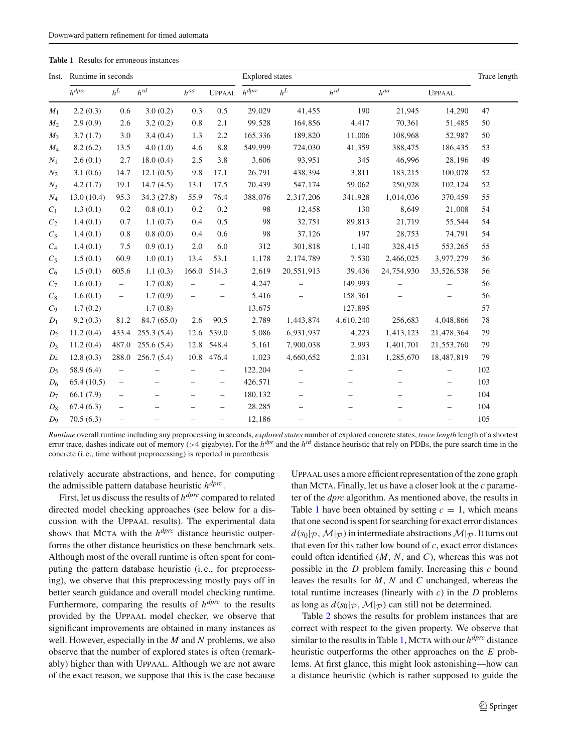**Table 1** Results for erroneous instances

| Inst. | Runtime in seconds | | | | | Explored states | | | | | Trace length |
|---|---|---|---|---|---|---|---|---|---|---|---|
| | $h^{dprc}$ | $h^{L}$ | $h^{rd}$ | $h^{aa}$ | UPPAAL | $h^{dprc}$ | $h^{L}$ | $h^{rd}$ | $h^{aa}$ | UPPAAL | |
| $M_1$ | 2.2 (0.3) | 0.6 | 3.0 (0.2) | 0.3 | 0.5 | 29,029 | 41,455 | 190 | 21,945 | 14,290 | 47 |
| $M_2$ | 2.9 (0.9) | 2.6 | 3.2 (0.2) | 0.8 | 2.1 | 99,528 | 164,856 | 4,417 | 70,361 | 51,485 | 50 |
| $M_3$ | 3.7 (1.7) | 3.0 | 3.4 (0.4) | 1.3 | 2.2 | 165,336 | 189,820 | 11,006 | 108,968 | 52,987 | 50 |
| $M_4$ | 8.2 (6.2) | 13.5 | 4.0 (1.0) | 4.6 | 8.8 | 549,999 | 724,030 | 41,359 | 388,475 | 186,435 | 53 |
| $N_1$ | 2.6 (0.1) | 2.7 | 18.0 (0.4) | 2.5 | 3.8 | 3,606 | 93,951 | 345 | 46,996 | 28,196 | 49 |
| $N_2$ | 3.1 (0.6) | 14.7 | 12.1 (0.5) | 9.8 | 17.1 | 26,791 | 438,394 | 3,811 | 183,215 | 100,078 | 52 |
| $N_3$ | 4.2 (1.7) | 19.1 | 14.7 (4.5) | 13.1 | 17.5 | 70,439 | 547,174 | 59,062 | 250,928 | 102,124 | 52 |
| $N_4$ | 13.0 (10.4) | 95.3 | 34.3 (27.8) | 55.9 | 76.4 | 388,076 | 2,317,206 | 341,928 | 1,014,036 | 370,459 | 55 |
| $C_1$ | 1.3 (0.1) | 0.2 | 0.8 (0.1) | 0.2 | 0.2 | 98 | 12,458 | 130 | 8,649 | 21,008 | 54 |
| $C_2$ | 1.4 (0.1) | 0.7 | 1.1 (0.7) | 0.4 | 0.5 | 98 | 32,751 | 89,813 | 21,719 | 55,544 | 54 |
| $C_3$ | 1.4 (0.1) | 0.8 | 0.8 (0.0) | 0.4 | 0.6 | 98 | 37,126 | 197 | 28,753 | 74,791 | 54 |
| $C_4$ | 1.4 (0.1) | 7.5 | 0.9 (0.1) | 2.0 | 6.0 | 312 | 301,818 | 1,140 | 328,415 | 553,265 | 55 |
| $C_5$ | 1.5 (0.1) | 60.9 | 1.0 (0.1) | 13.4 | 53.1 | 1,178 | 2,174,789 | 7,530 | 2,466,025 | 3,977,279 | 56 |
| $C_6$ | 1.5 (0.1) | 605.6 | 1.1 (0.3) | 166.0 | 514.3 | 2,619 | 20,551,913 | 39,436 | 24,754,930 | 33,526,538 | 56 |
| $C_7$ | 1.6 (0.1) | – | 1.7 (0.8) | – | – | 4,247 | – | 149,993 | – | – | 56 |
| $C_8$ | 1.6 (0.1) | – | 1.7 (0.9) | – | – | 5,416 | – | 158,361 | – | – | 56 |
| $C_9$ | 1.7 (0.2) | – | 1.7 (0.8) | – | – | 13,675 | – | 127,895 | – | – | 57 |
| $D_1$ | 9.2 (0.3) | 81.2 | 84.7 (65.0) | 2.6 | 90.5 | 2,789 | 1,443,874 | 4,610,240 | 256,683 | 4,048,866 | 78 |
| $D_2$ | 11.2 (0.4) | 433.4 | 255.3 (5.4) | 12.6 | 539.0 | 5,086 | 6,931,937 | 4,223 | 1,413,123 | 21,478,364 | 79 |
| $D_3$ | 11.2 (0.4) | 487.0 | 255.6 (5.4) | 12.8 | 548.4 | 5,161 | 7,900,038 | 2,993 | 1,401,701 | 21,553,760 | 79 |
| $D_4$ | 12.8 (0.3) | 288.0 | 256.7 (5.4) | 10.8 | 476.4 | 1,023 | 4,660,652 | 2,031 | 1,285,670 | 18,487,819 | 79 |
| $D_5$ | 58.9 (6.4) | – | – | – | – | 122,204 | – | – | – | – | 102 |
| $D_6$ | 65.4 (10.5) | – | – | – | – | 426,571 | – | – | – | – | 103 |
| $D_7$ | 66.1 (7.9) | – | – | – | – | 180,132 | – | – | – | – | 104 |
| $D_8$ | 67.4 (6.3) | – | – | – | – | 28,285 | – | – | – | – | 104 |
| $D_9$ | 70.5 (6.3) | – | – | – | – | 12,186 | – | – | – | – | 105 |

*Runtime* overall runtime including any preprocessing in seconds, *explored states* number of explored concrete states, *trace length* length of a shortest error trace, dashes indicate out of memory (>4 gigabyte). For the $h^{dpr}$ and the $h^{rd}$ distance heuristic that rely on PDBs, the pure search time in the concrete (i. e., time without preprocessing) is reported in parenthesis

relatively accurate abstractions, and hence, for computing the admissible pattern database heuristic $h^{dprc}$.

First, let us discuss the results of $h^{dprc}$ compared to related directed model checking approaches (see below for a discussion with the UPPAAL results). The experimental data shows that MCTA with the $h^{dprc}$ distance heuristic outperforms the other distance heuristics on these benchmark sets. Although most of the overall runtime is often spent for computing the pattern database heuristic (i. e., for preprocessing), we observe that this preprocessing mostly pays off in better search guidance and overall model checking runtime. Furthermore, comparing the results of $h^{dprc}$ to the results provided by the UPPAAL model checker, we observe that significant improvements are obtained in many instances as well. However, especially in the $M$ and $N$ problems, we also observe that the number of explored states is often (remarkably) higher than with UPPAAL. Although we are not aware of the exact reason, we suppose that this is the case because UPPAAL uses a more efficient representation of the zone graph than MCTA. Finally, let us have a closer look at the $c$ parameter of the *dprc* algorithm. As mentioned above, the results in Table 1 have been obtained by setting $c = 1$, which means that one second is spent for searching for exact error distances $d(s_0|_\mathcal{P}, \mathcal{M}|_\mathcal{P})$ in intermediate abstractions $\mathcal{M}|_\mathcal{P}$. It turns out that even for this rather low bound of $c$, exact error distances could often identified ($M$, $N$, and $C$), whereas this was not possible in the $D$ problem family. Increasing this $c$ bound leaves the results for $M$, $N$ and $C$ unchanged, whereas the total runtime increases (linearly with $c$) in the $D$ problems as long as $d(s_0|_\mathcal{P}, \mathcal{M}|_\mathcal{P})$ can still not be determined.

Table 2 shows the results for problem instances that are correct with respect to the given property. We observe that similar to the results in Table 1, MCTA with our $h^{dprc}$ distance heuristic outperforms the other approaches on the $E$ problems. At first glance, this might look astonishing—how can a distance heuristic (which is rather supposed to guide the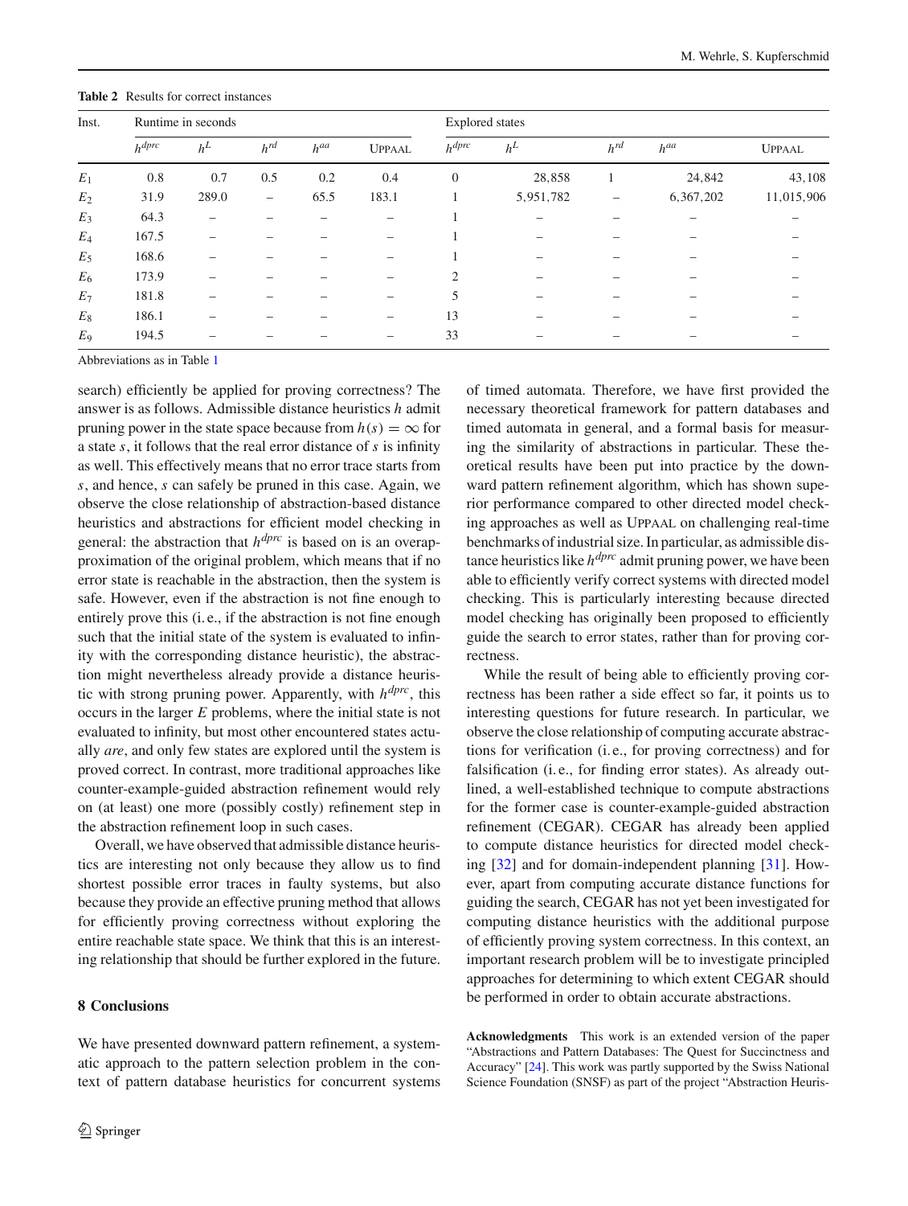**Table 2** Results for correct instances

| Inst. | Runtime in seconds | | | | | Explored states | | | | |
|---|---|---|---|---|---|---|---|---|---|---|
| | $h^{dprc}$ | $h^L$ | $h^{rd}$ | $h^{aa}$ | UPPAAL | $h^{dprc}$ | $h^L$ | $h^{rd}$ | $h^{aa}$ | UPPAAL |
| $E_1$ | 0.8 | 0.7 | 0.5 | 0.2 | 0.4 | 0 | 28,858 | 1 | 24,842 | 43,108 |
| $E_2$ | 31.9 | 289.0 | – | 65.5 | 183.1 | 1 | 5,951,782 | – | 6,367,202 | 11,015,906 |
| $E_3$ | 64.3 | – | – | – | – | 1 | – | – | – | – |
| $E_4$ | 167.5 | – | – | – | – | 1 | – | – | – | – |
| $E_5$ | 168.6 | – | – | – | – | 1 | – | – | – | – |
| $E_6$ | 173.9 | – | – | – | – | 2 | – | – | – | – |
| $E_7$ | 181.8 | – | – | – | – | 5 | – | – | – | – |
| $E_8$ | 186.1 | – | – | – | – | 13 | – | – | – | – |
| $E_9$ | 194.5 | – | – | – | – | 33 | – | – | – | – |

Abbreviations as in Table 1

search) efficiently be applied for proving correctness? The answer is as follows. Admissible distance heuristics $h$ admit pruning power in the state space because from $h(s) = \infty$ for a state $s$, it follows that the real error distance of $s$ is infinity as well. This effectively means that no error trace starts from $s$, and hence, $s$ can safely be pruned in this case. Again, we observe the close relationship of abstraction-based distance heuristics and abstractions for efficient model checking in general: the abstraction that $h^{dprc}$ is based on is an overapproximation of the original problem, which means that if no error state is reachable in the abstraction, then the system is safe. However, even if the abstraction is not fine enough to entirely prove this (i. e., if the abstraction is not fine enough such that the initial state of the system is evaluated to infinity with the corresponding distance heuristic), the abstraction might nevertheless already provide a distance heuristic with strong pruning power. Apparently, with $h^{dprc}$, this occurs in the larger $E$ problems, where the initial state is not evaluated to infinity, but most other encountered states actually *are*, and only few states are explored until the system is proved correct. In contrast, more traditional approaches like counter-example-guided abstraction refinement would rely on (at least) one more (possibly costly) refinement step in the abstraction refinement loop in such cases.

Overall, we have observed that admissible distance heuristics are interesting not only because they allow us to find shortest possible error traces in faulty systems, but also because they provide an effective pruning method that allows for efficiently proving correctness without exploring the entire reachable state space. We think that this is an interesting relationship that should be further explored in the future.

## 8 Conclusions

We have presented downward pattern refinement, a systematic approach to the pattern selection problem in the context of pattern database heuristics for concurrent systems of timed automata. Therefore, we have first provided the necessary theoretical framework for pattern databases and timed automata in general, and a formal basis for measuring the similarity of abstractions in particular. These theoretical results have been put into practice by the downward pattern refinement algorithm, which has shown superior performance compared to other directed model checking approaches as well as UPPAAL on challenging real-time benchmarks of industrial size. In particular, as admissible distance heuristics like $h^{dprc}$ admit pruning power, we have been able to efficiently verify correct systems with directed model checking. This is particularly interesting because directed model checking has originally been proposed to efficiently guide the search to error states, rather than for proving correctness.

While the result of being able to efficiently proving correctness has been rather a side effect so far, it points us to interesting questions for future research. In particular, we observe the close relationship of computing accurate abstractions for verification (i. e., for proving correctness) and for falsification (i. e., for finding error states). As already outlined, a well-established technique to compute abstractions for the former case is counter-example-guided abstraction refinement (CEGAR). CEGAR has already been applied to compute distance heuristics for directed model checking [32] and for domain-independent planning [31]. However, apart from computing accurate distance functions for guiding the search, CEGAR has not yet been investigated for computing distance heuristics with the additional purpose of efficiently proving system correctness. In this context, an important research problem will be to investigate principled approaches for determining to which extent CEGAR should be performed in order to obtain accurate abstractions.

**Acknowledgments** This work is an extended version of the paper "Abstractions and Pattern Databases: The Quest for Succinctness and Accuracy" [24]. This work was partly supported by the Swiss National Science Foundation (SNSF) as part of the project "Abstraction Heuris-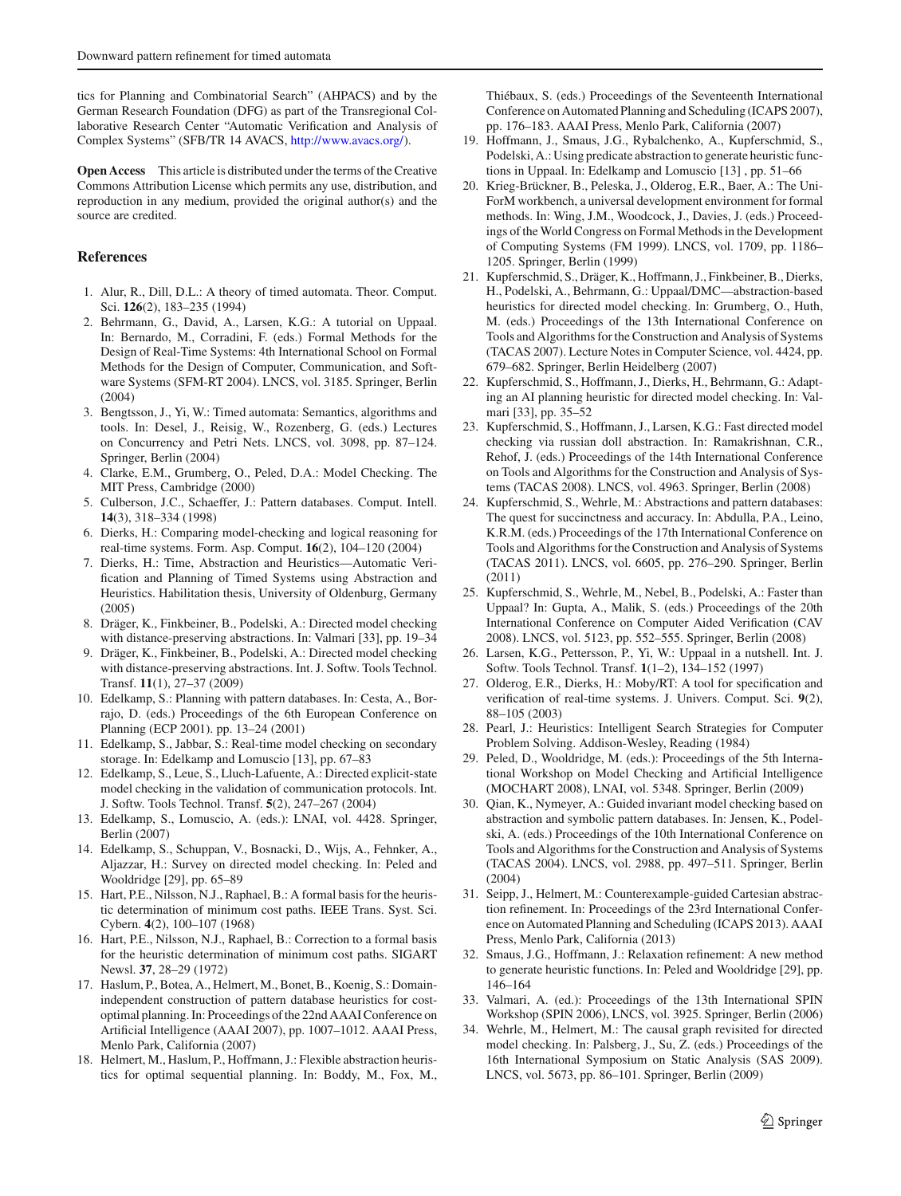tics for Planning and Combinatorial Search" (AHPACS) and by the German Research Foundation (DFG) as part of the Transregional Collaborative Research Center "Automatic Verification and Analysis of Complex Systems" (SFB/TR 14 AVACS, http://www.avacs.org/).

**Open Access** This article is distributed under the terms of the Creative Commons Attribution License which permits any use, distribution, and reproduction in any medium, provided the original author(s) and the source are credited.

## References

1. Alur, R., Dill, D.L.: A theory of timed automata. Theor. Comput. Sci. **126**(2), 183–235 (1994)
2. Behrmann, G., David, A., Larsen, K.G.: A tutorial on Uppaal. In: Bernardo, M., Corradini, F. (eds.) Formal Methods for the Design of Real-Time Systems: 4th International School on Formal Methods for the Design of Computer, Communication, and Software Systems (SFM-RT 2004). LNCS, vol. 3185. Springer, Berlin (2004)
3. Bengtsson, J., Yi, W.: Timed automata: Semantics, algorithms and tools. In: Desel, J., Reisig, W., Rozenberg, G. (eds.) Lectures on Concurrency and Petri Nets. LNCS, vol. 3098, pp. 87–124. Springer, Berlin (2004)
4. Clarke, E.M., Grumberg, O., Peled, D.A.: Model Checking. The MIT Press, Cambridge (2000)
5. Culberson, J.C., Schaeffer, J.: Pattern databases. Comput. Intell. **14**(3), 318–334 (1998)
6. Dierks, H.: Comparing model-checking and logical reasoning for real-time systems. Form. Asp. Comput. **16**(2), 104–120 (2004)
7. Dierks, H.: Time, Abstraction and Heuristics—Automatic Verification and Planning of Timed Systems using Abstraction and Heuristics. Habilitation thesis, University of Oldenburg, Germany (2005)
8. Dräger, K., Finkbeiner, B., Podelski, A.: Directed model checking with distance-preserving abstractions. In: Valmari [33], pp. 19–34
9. Dräger, K., Finkbeiner, B., Podelski, A.: Directed model checking with distance-preserving abstractions. Int. J. Softw. Tools Technol. Transf. **11**(1), 27–37 (2009)
10. Edelkamp, S.: Planning with pattern databases. In: Cesta, A., Borrajo, D. (eds.) Proceedings of the 6th European Conference on Planning (ECP 2001). pp. 13–24 (2001)
11. Edelkamp, S., Jabbar, S.: Real-time model checking on secondary storage. In: Edelkamp and Lomuscio [13], pp. 67–83
12. Edelkamp, S., Leue, S., Lluch-Lafuente, A.: Directed explicit-state model checking in the validation of communication protocols. Int. J. Softw. Tools Technol. Transf. **5**(2), 247–267 (2004)
13. Edelkamp, S., Lomuscio, A. (eds.): LNAI, vol. 4428. Springer, Berlin (2007)
14. Edelkamp, S., Schuppan, V., Bosnacki, D., Wijs, A., Fehnker, A., Aljazzar, H.: Survey on directed model checking. In: Peled and Wooldridge [29], pp. 65–89
15. Hart, P.E., Nilsson, N.J., Raphael, B.: A formal basis for the heuristic determination of minimum cost paths. IEEE Trans. Syst. Sci. Cybern. **4**(2), 100–107 (1968)
16. Hart, P.E., Nilsson, N.J., Raphael, B.: Correction to a formal basis for the heuristic determination of minimum cost paths. SIGART Newsl. **37**, 28–29 (1972)
17. Haslum, P., Botea, A., Helmert, M., Bonet, B., Koenig, S.: Domain-independent construction of pattern database heuristics for cost-optimal planning. In: Proceedings of the 22nd AAAI Conference on Artificial Intelligence (AAAI 2007), pp. 1007–1012. AAAI Press, Menlo Park, California (2007)
18. Helmert, M., Haslum, P., Hoffmann, J.: Flexible abstraction heuristics for optimal sequential planning. In: Boddy, M., Fox, M., Thiébaux, S. (eds.) Proceedings of the Seventeenth International Conference on Automated Planning and Scheduling (ICAPS 2007), pp. 176–183. AAAI Press, Menlo Park, California (2007)
19. Hoffmann, J., Smaus, J.G., Rybalchenko, A., Kupferschmid, S., Podelski, A.: Using predicate abstraction to generate heuristic functions in Uppaal. In: Edelkamp and Lomuscio [13] , pp. 51–66
20. Krieg-Brückner, B., Peleska, J., Olderog, E.R., Baer, A.: The UniForM workbench, a universal development environment for formal methods. In: Wing, J.M., Woodcock, J., Davies, J. (eds.) Proceedings of the World Congress on Formal Methods in the Development of Computing Systems (FM 1999). LNCS, vol. 1709, pp. 1186–1205. Springer, Berlin (1999)
21. Kupferschmid, S., Dräger, K., Hoffmann, J., Finkbeiner, B., Dierks, H., Podelski, A., Behrmann, G.: Uppaal/DMC—abstraction-based heuristics for directed model checking. In: Grumberg, O., Huth, M. (eds.) Proceedings of the 13th International Conference on Tools and Algorithms for the Construction and Analysis of Systems (TACAS 2007). Lecture Notes in Computer Science, vol. 4424, pp. 679–682. Springer, Berlin Heidelberg (2007)
22. Kupferschmid, S., Hoffmann, J., Dierks, H., Behrmann, G.: Adapting an AI planning heuristic for directed model checking. In: Valmari [33], pp. 35–52
23. Kupferschmid, S., Hoffmann, J., Larsen, K.G.: Fast directed model checking via russian doll abstraction. In: Ramakrishnan, C.R., Rehof, J. (eds.) Proceedings of the 14th International Conference on Tools and Algorithms for the Construction and Analysis of Systems (TACAS 2008). LNCS, vol. 4963. Springer, Berlin (2008)
24. Kupferschmid, S., Wehrle, M.: Abstractions and pattern databases: The quest for succinctness and accuracy. In: Abdulla, P.A., Leino, K.R.M. (eds.) Proceedings of the 17th International Conference on Tools and Algorithms for the Construction and Analysis of Systems (TACAS 2011). LNCS, vol. 6605, pp. 276–290. Springer, Berlin (2011)
25. Kupferschmid, S., Wehrle, M., Nebel, B., Podelski, A.: Faster than Uppaal? In: Gupta, A., Malik, S. (eds.) Proceedings of the 20th International Conference on Computer Aided Verification (CAV 2008). LNCS, vol. 5123, pp. 552–555. Springer, Berlin (2008)
26. Larsen, K.G., Pettersson, P., Yi, W.: Uppaal in a nutshell. Int. J. Softw. Tools Technol. Transf. **1**(1–2), 134–152 (1997)
27. Olderog, E.R., Dierks, H.: Moby/RT: A tool for specification and verification of real-time systems. J. Univers. Comput. Sci. **9**(2), 88–105 (2003)
28. Pearl, J.: Heuristics: Intelligent Search Strategies for Computer Problem Solving. Addison-Wesley, Reading (1984)
29. Peled, D., Wooldridge, M. (eds.): Proceedings of the 5th International Workshop on Model Checking and Artificial Intelligence (MOCHART 2008), LNAI, vol. 5348. Springer, Berlin (2009)
30. Qian, K., Nymeyer, A.: Guided invariant model checking based on abstraction and symbolic pattern databases. In: Jensen, K., Podelski, A. (eds.) Proceedings of the 10th International Conference on Tools and Algorithms for the Construction and Analysis of Systems (TACAS 2004). LNCS, vol. 2988, pp. 497–511. Springer, Berlin (2004)
31. Seipp, J., Helmert, M.: Counterexample-guided Cartesian abstraction refinement. In: Proceedings of the 23rd International Conference on Automated Planning and Scheduling (ICAPS 2013). AAAI Press, Menlo Park, California (2013)
32. Smaus, J.G., Hoffmann, J.: Relaxation refinement: A new method to generate heuristic functions. In: Peled and Wooldridge [29], pp. 146–164
33. Valmari, A. (ed.): Proceedings of the 13th International SPIN Workshop (SPIN 2006), LNCS, vol. 3925. Springer, Berlin (2006)
34. Wehrle, M., Helmert, M.: The causal graph revisited for directed model checking. In: Palsberg, J., Su, Z. (eds.) Proceedings of the 16th International Symposium on Static Analysis (SAS 2009). LNCS, vol. 5673, pp. 86–101. Springer, Berlin (2009)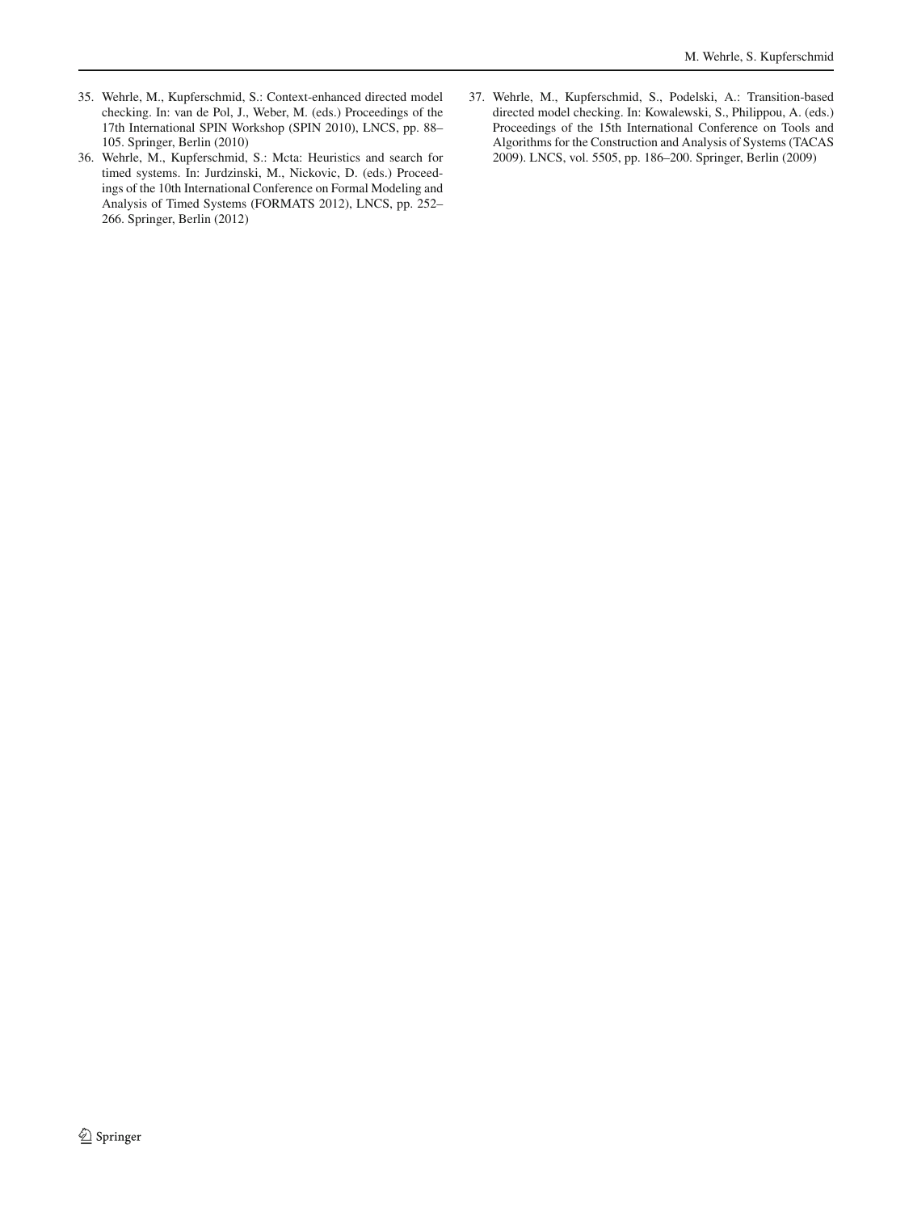35. Wehrle, M., Kupferschmid, S.: Context-enhanced directed model checking. In: van de Pol, J., Weber, M. (eds.) Proceedings of the 17th International SPIN Workshop (SPIN 2010), LNCS, pp. 88–105. Springer, Berlin (2010)
36. Wehrle, M., Kupferschmid, S.: Mcta: Heuristics and search for timed systems. In: Jurdzinski, M., Nickovic, D. (eds.) Proceedings of the 10th International Conference on Formal Modeling and Analysis of Timed Systems (FORMATS 2012), LNCS, pp. 252–266. Springer, Berlin (2012)
37. Wehrle, M., Kupferschmid, S., Podelski, A.: Transition-based directed model checking. In: Kowalewski, S., Philippou, A. (eds.) Proceedings of the 15th International Conference on Tools and Algorithms for the Construction and Analysis of Systems (TACAS 2009). LNCS, vol. 5505, pp. 186–200. Springer, Berlin (2009)